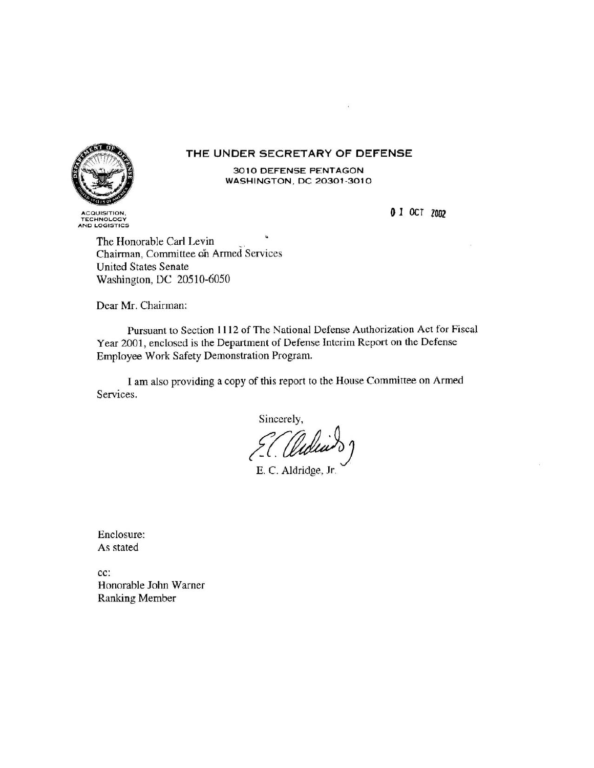# THE UNDER SECRETARY OF DEFENSE

3010 DEFENSE PENTAGON
WASHINGTON, DC 20301-3010

ACQUISITION, TECHNOLOGY AND LOGISTICS

01 OCT 2002

The Honorable Carl Levin
Chairman, Committee on Armed Services
United States Senate
Washington, DC 20510-6050

Dear Mr. Chairman:

Pursuant to Section 1112 of The National Defense Authorization Act for Fiscal Year 2001, enclosed is the Department of Defense Interim Report on the Defense Employee Work Safety Demonstration Program.

I am also providing a copy of this report to the House Committee on Armed Services.

Sincerely,

E. C. Aldridge, Jr.

Enclosure:
As stated

cc:
Honorable John Warner
Ranking Member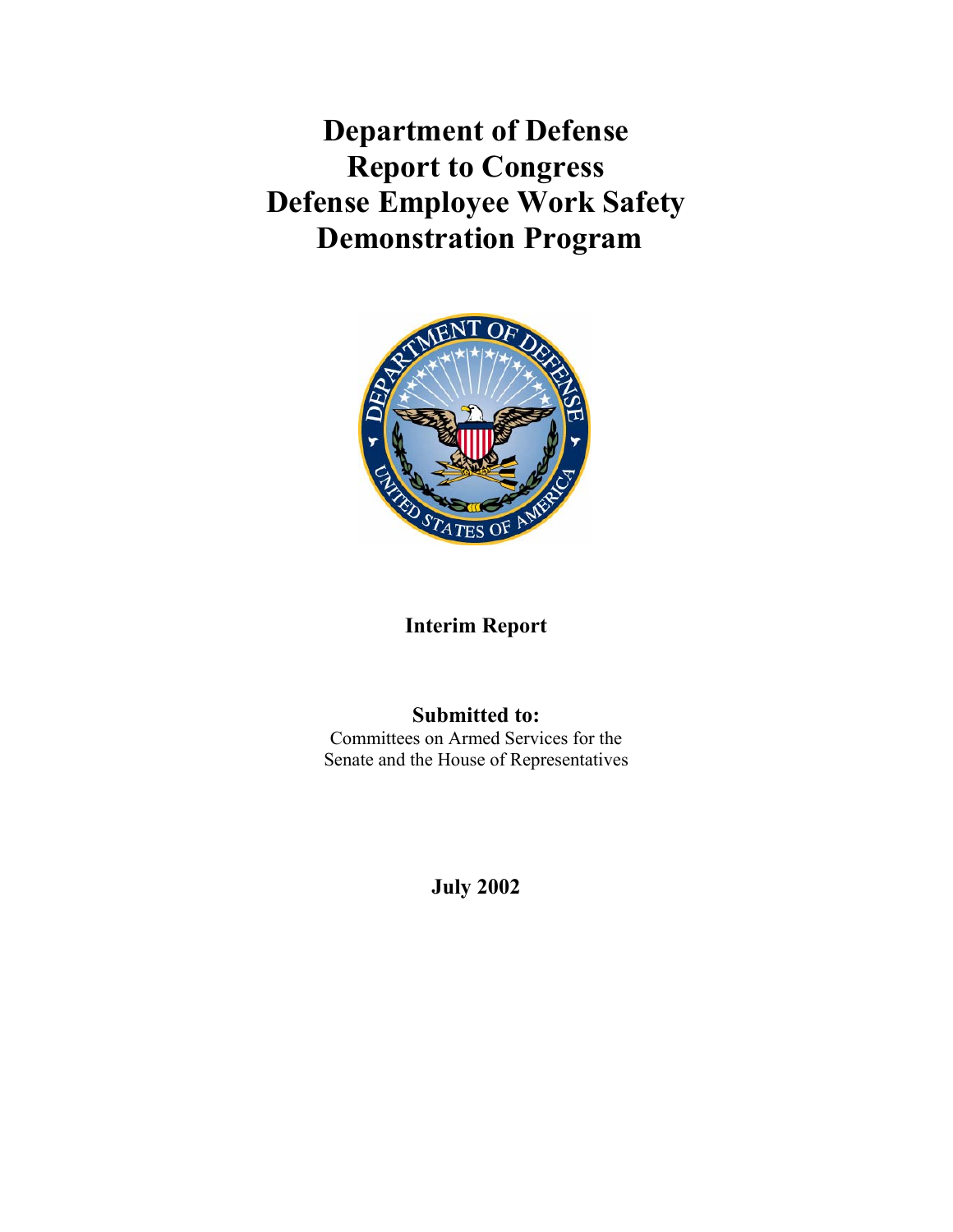# Department of Defense Report to Congress Defense Employee Work Safety Demonstration Program

**Interim Report**

**Submitted to:**

Committees on Armed Services for the Senate and the House of Representatives

**July 2002**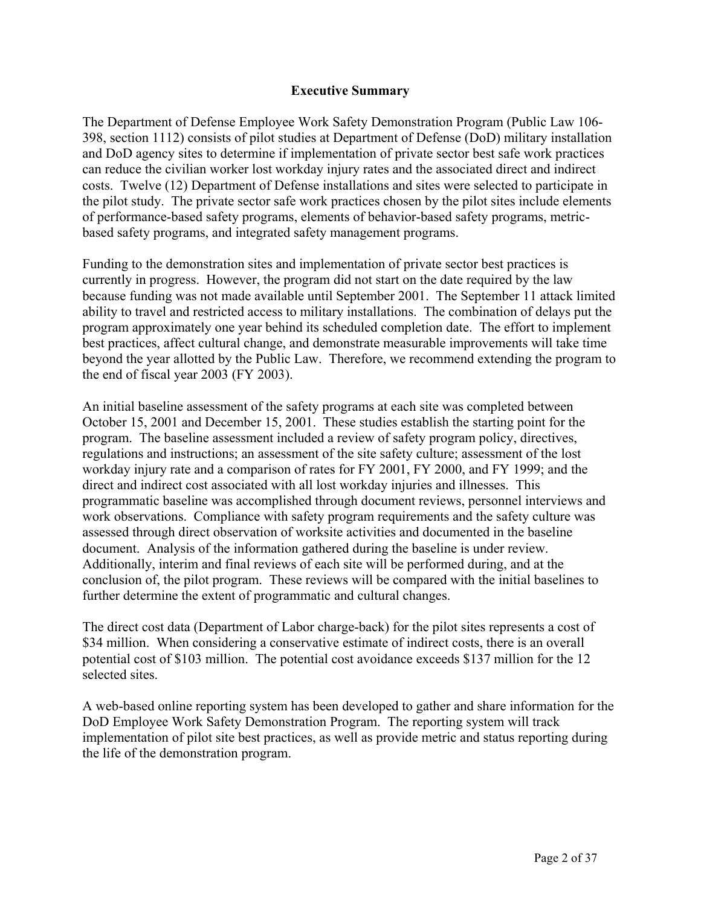## Executive Summary

The Department of Defense Employee Work Safety Demonstration Program (Public Law 106-398, section 1112) consists of pilot studies at Department of Defense (DoD) military installation and DoD agency sites to determine if implementation of private sector best safe work practices can reduce the civilian worker lost workday injury rates and the associated direct and indirect costs. Twelve (12) Department of Defense installations and sites were selected to participate in the pilot study. The private sector safe work practices chosen by the pilot sites include elements of performance-based safety programs, elements of behavior-based safety programs, metric-based safety programs, and integrated safety management programs.

Funding to the demonstration sites and implementation of private sector best practices is currently in progress. However, the program did not start on the date required by the law because funding was not made available until September 2001. The September 11 attack limited ability to travel and restricted access to military installations. The combination of delays put the program approximately one year behind its scheduled completion date. The effort to implement best practices, affect cultural change, and demonstrate measurable improvements will take time beyond the year allotted by the Public Law. Therefore, we recommend extending the program to the end of fiscal year 2003 (FY 2003).

An initial baseline assessment of the safety programs at each site was completed between October 15, 2001 and December 15, 2001. These studies establish the starting point for the program. The baseline assessment included a review of safety program policy, directives, regulations and instructions; an assessment of the site safety culture; assessment of the lost workday injury rate and a comparison of rates for FY 2001, FY 2000, and FY 1999; and the direct and indirect cost associated with all lost workday injuries and illnesses. This programmatic baseline was accomplished through document reviews, personnel interviews and work observations. Compliance with safety program requirements and the safety culture was assessed through direct observation of worksite activities and documented in the baseline document. Analysis of the information gathered during the baseline is under review. Additionally, interim and final reviews of each site will be performed during, and at the conclusion of, the pilot program. These reviews will be compared with the initial baselines to further determine the extent of programmatic and cultural changes.

The direct cost data (Department of Labor charge-back) for the pilot sites represents a cost of $34 million. When considering a conservative estimate of indirect costs, there is an overall potential cost of $103 million. The potential cost avoidance exceeds $137 million for the 12 selected sites.

A web-based online reporting system has been developed to gather and share information for the DoD Employee Work Safety Demonstration Program. The reporting system will track implementation of pilot site best practices, as well as provide metric and status reporting during the life of the demonstration program.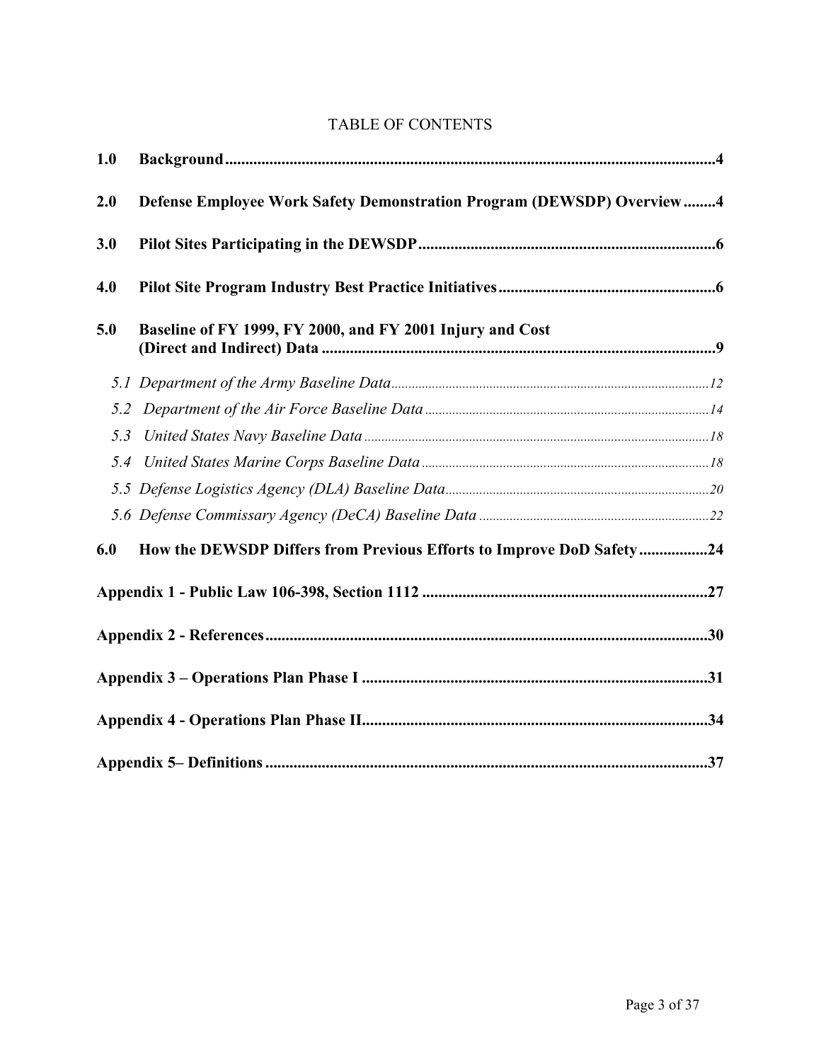TABLE OF CONTENTS

**1.0 Background** ........................................................................................................................ **4**

**2.0 Defense Employee Work Safety Demonstration Program (DEWSDP) Overview** ........ **4**

**3.0 Pilot Sites Participating in the DEWSDP** .......................................................................... **6**

**4.0 Pilot Site Program Industry Best Practice Initiatives** ...................................................... **6**

**5.0 Baseline of FY 1999, FY 2000, and FY 2001 Injury and Cost (Direct and Indirect) Data** ................................................................................................. **9**

*5.1 Department of the Army Baseline Data* ............................................................................................ *12*

*5.2 Department of the Air Force Baseline Data* .................................................................................. *14*

*5.3 United States Navy Baseline Data* .................................................................................................... *18*

*5.4 United States Marine Corps Baseline Data* .................................................................................... *18*

*5.5 Defense Logistics Agency (DLA) Baseline Data* ............................................................................ *20*

*5.6 Defense Commissary Agency (DeCA) Baseline Data* ................................................................... *22*

**6.0 How the DEWSDP Differs from Previous Efforts to Improve DoD Safety** ................. **24**

**Appendix 1 - Public Law 106-398, Section 1112** ....................................................................... **27**

**Appendix 2 - References** ............................................................................................................. **30**

**Appendix 3 – Operations Plan Phase I** ...................................................................................... **31**

**Appendix 4 - Operations Plan Phase II** ...................................................................................... **34**

**Appendix 5– Definitions** ............................................................................................................. **37**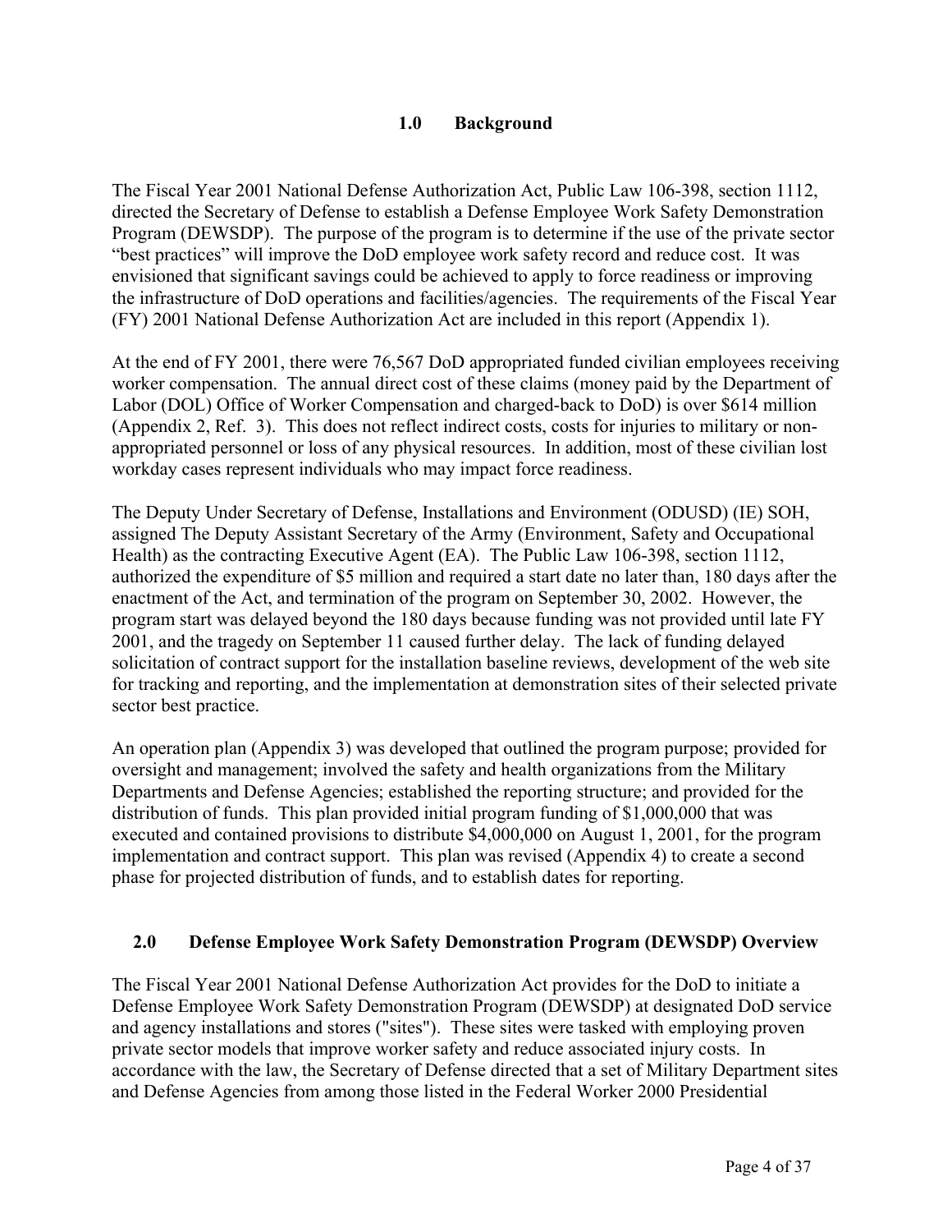## 1.0 Background

The Fiscal Year 2001 National Defense Authorization Act, Public Law 106-398, section 1112, directed the Secretary of Defense to establish a Defense Employee Work Safety Demonstration Program (DEWSDP). The purpose of the program is to determine if the use of the private sector "best practices" will improve the DoD employee work safety record and reduce cost. It was envisioned that significant savings could be achieved to apply to force readiness or improving the infrastructure of DoD operations and facilities/agencies. The requirements of the Fiscal Year (FY) 2001 National Defense Authorization Act are included in this report (Appendix 1).

At the end of FY 2001, there were 76,567 DoD appropriated funded civilian employees receiving worker compensation. The annual direct cost of these claims (money paid by the Department of Labor (DOL) Office of Worker Compensation and charged-back to DoD) is over $614 million (Appendix 2, Ref. 3). This does not reflect indirect costs, costs for injuries to military or non-appropriated personnel or loss of any physical resources. In addition, most of these civilian lost workday cases represent individuals who may impact force readiness.

The Deputy Under Secretary of Defense, Installations and Environment (ODUSD) (IE) SOH, assigned The Deputy Assistant Secretary of the Army (Environment, Safety and Occupational Health) as the contracting Executive Agent (EA). The Public Law 106-398, section 1112, authorized the expenditure of $5 million and required a start date no later than, 180 days after the enactment of the Act, and termination of the program on September 30, 2002. However, the program start was delayed beyond the 180 days because funding was not provided until late FY 2001, and the tragedy on September 11 caused further delay. The lack of funding delayed solicitation of contract support for the installation baseline reviews, development of the web site for tracking and reporting, and the implementation at demonstration sites of their selected private sector best practice.

An operation plan (Appendix 3) was developed that outlined the program purpose; provided for oversight and management; involved the safety and health organizations from the Military Departments and Defense Agencies; established the reporting structure; and provided for the distribution of funds. This plan provided initial program funding of $1,000,000 that was executed and contained provisions to distribute $4,000,000 on August 1, 2001, for the program implementation and contract support. This plan was revised (Appendix 4) to create a second phase for projected distribution of funds, and to establish dates for reporting.

## 2.0 Defense Employee Work Safety Demonstration Program (DEWSDP) Overview

The Fiscal Year 2001 National Defense Authorization Act provides for the DoD to initiate a Defense Employee Work Safety Demonstration Program (DEWSDP) at designated DoD service and agency installations and stores ("sites"). These sites were tasked with employing proven private sector models that improve worker safety and reduce associated injury costs. In accordance with the law, the Secretary of Defense directed that a set of Military Department sites and Defense Agencies from among those listed in the Federal Worker 2000 Presidential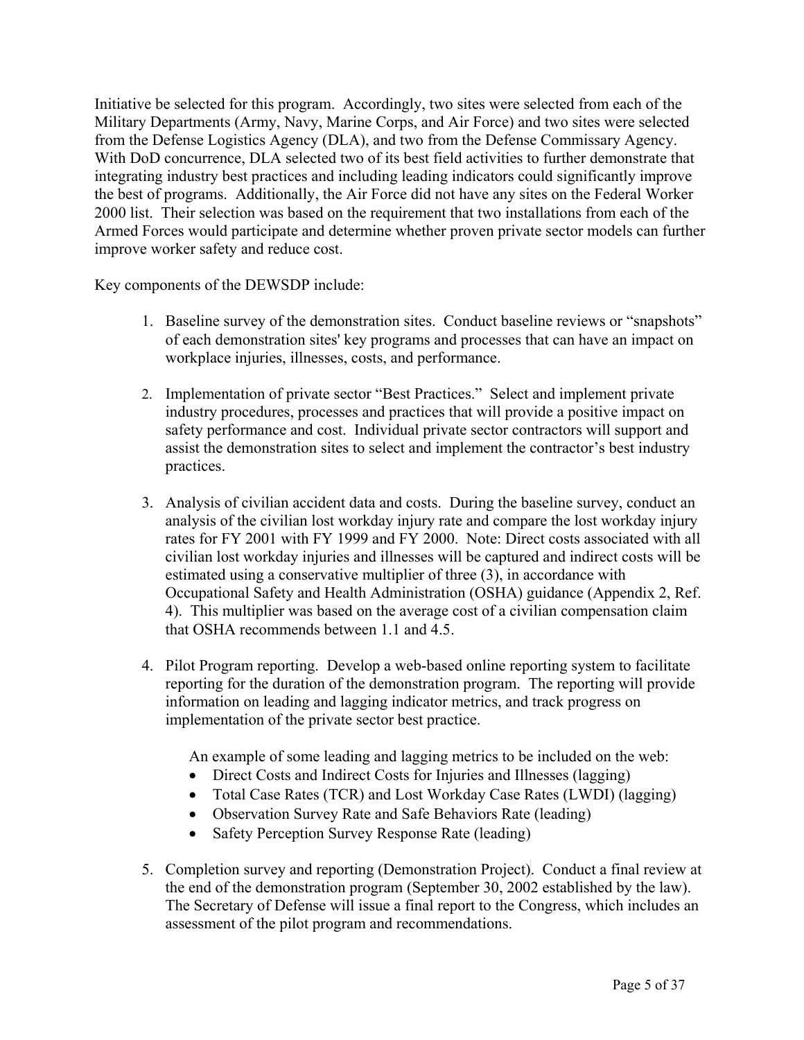Initiative be selected for this program. Accordingly, two sites were selected from each of the Military Departments (Army, Navy, Marine Corps, and Air Force) and two sites were selected from the Defense Logistics Agency (DLA), and two from the Defense Commissary Agency. With DoD concurrence, DLA selected two of its best field activities to further demonstrate that integrating industry best practices and including leading indicators could significantly improve the best of programs. Additionally, the Air Force did not have any sites on the Federal Worker 2000 list. Their selection was based on the requirement that two installations from each of the Armed Forces would participate and determine whether proven private sector models can further improve worker safety and reduce cost.

Key components of the DEWSDP include:

1. Baseline survey of the demonstration sites. Conduct baseline reviews or "snapshots" of each demonstration sites' key programs and processes that can have an impact on workplace injuries, illnesses, costs, and performance.

2. Implementation of private sector "Best Practices." Select and implement private industry procedures, processes and practices that will provide a positive impact on safety performance and cost. Individual private sector contractors will support and assist the demonstration sites to select and implement the contractor's best industry practices.

3. Analysis of civilian accident data and costs. During the baseline survey, conduct an analysis of the civilian lost workday injury rate and compare the lost workday injury rates for FY 2001 with FY 1999 and FY 2000. Note: Direct costs associated with all civilian lost workday injuries and illnesses will be captured and indirect costs will be estimated using a conservative multiplier of three (3), in accordance with Occupational Safety and Health Administration (OSHA) guidance (Appendix 2, Ref. 4). This multiplier was based on the average cost of a civilian compensation claim that OSHA recommends between 1.1 and 4.5.

4. Pilot Program reporting. Develop a web-based online reporting system to facilitate reporting for the duration of the demonstration program. The reporting will provide information on leading and lagging indicator metrics, and track progress on implementation of the private sector best practice.

   An example of some leading and lagging metrics to be included on the web:

   - Direct Costs and Indirect Costs for Injuries and Illnesses (lagging)
   - Total Case Rates (TCR) and Lost Workday Case Rates (LWDI) (lagging)
   - Observation Survey Rate and Safe Behaviors Rate (leading)
   - Safety Perception Survey Response Rate (leading)

5. Completion survey and reporting (Demonstration Project). Conduct a final review at the end of the demonstration program (September 30, 2002 established by the law). The Secretary of Defense will issue a final report to the Congress, which includes an assessment of the pilot program and recommendations.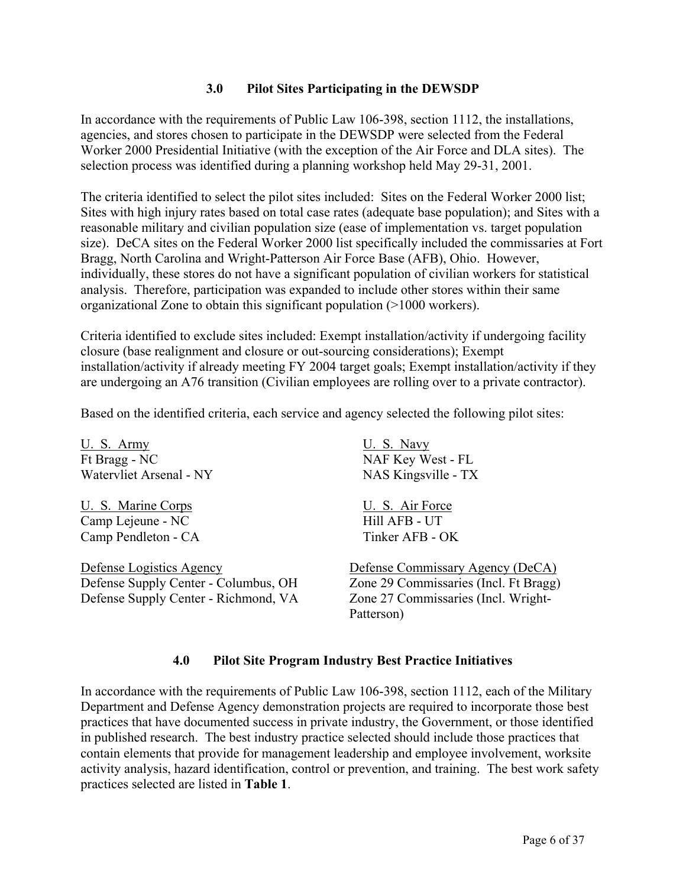## 3.0 Pilot Sites Participating in the DEWSDP

In accordance with the requirements of Public Law 106-398, section 1112, the installations, agencies, and stores chosen to participate in the DEWSDP were selected from the Federal Worker 2000 Presidential Initiative (with the exception of the Air Force and DLA sites). The selection process was identified during a planning workshop held May 29-31, 2001.

The criteria identified to select the pilot sites included: Sites on the Federal Worker 2000 list; Sites with high injury rates based on total case rates (adequate base population); and Sites with a reasonable military and civilian population size (ease of implementation vs. target population size). DeCA sites on the Federal Worker 2000 list specifically included the commissaries at Fort Bragg, North Carolina and Wright-Patterson Air Force Base (AFB), Ohio. However, individually, these stores do not have a significant population of civilian workers for statistical analysis. Therefore, participation was expanded to include other stores within their same organizational Zone to obtain this significant population (>1000 workers).

Criteria identified to exclude sites included: Exempt installation/activity if undergoing facility closure (base realignment and closure or out-sourcing considerations); Exempt installation/activity if already meeting FY 2004 target goals; Exempt installation/activity if they are undergoing an A76 transition (Civilian employees are rolling over to a private contractor).

Based on the identified criteria, each service and agency selected the following pilot sites:

U. S. Army
Ft Bragg - NC
Watervliet Arsenal - NY

U. S. Navy
NAF Key West - FL
NAS Kingsville - TX

U. S. Marine Corps
Camp Lejeune - NC
Camp Pendleton - CA

U. S. Air Force
Hill AFB - UT
Tinker AFB - OK

Defense Logistics Agency
Defense Supply Center - Columbus, OH
Defense Supply Center - Richmond, VA

Defense Commissary Agency (DeCA)
Zone 29 Commissaries (Incl. Ft Bragg)
Zone 27 Commissaries (Incl. Wright-Patterson)

## 4.0 Pilot Site Program Industry Best Practice Initiatives

In accordance with the requirements of Public Law 106-398, section 1112, each of the Military Department and Defense Agency demonstration projects are required to incorporate those best practices that have documented success in private industry, the Government, or those identified in published research. The best industry practice selected should include those practices that contain elements that provide for management leadership and employee involvement, worksite activity analysis, hazard identification, control or prevention, and training. The best work safety practices selected are listed in **Table 1**.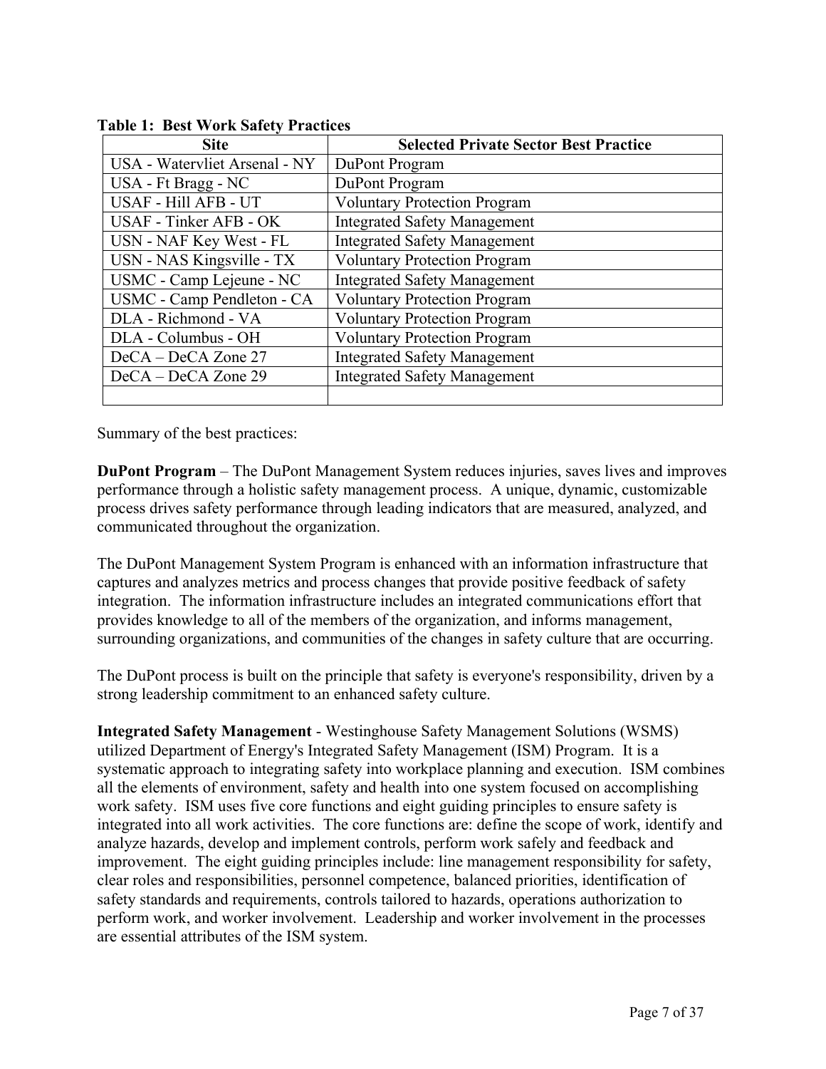**Table 1: Best Work Safety Practices**

| Site | Selected Private Sector Best Practice |
|---|---|
| USA - Watervliet Arsenal - NY | DuPont Program |
| USA - Ft Bragg - NC | DuPont Program |
| USAF - Hill AFB - UT | Voluntary Protection Program |
| USAF - Tinker AFB - OK | Integrated Safety Management |
| USN - NAF Key West - FL | Integrated Safety Management |
| USN - NAS Kingsville - TX | Voluntary Protection Program |
| USMC - Camp Lejeune - NC | Integrated Safety Management |
| USMC - Camp Pendleton - CA | Voluntary Protection Program |
| DLA - Richmond - VA | Voluntary Protection Program |
| DLA - Columbus - OH | Voluntary Protection Program |
| DeCA – DeCA Zone 27 | Integrated Safety Management |
| DeCA – DeCA Zone 29 | Integrated Safety Management |
| | |

Summary of the best practices:

**DuPont Program** – The DuPont Management System reduces injuries, saves lives and improves performance through a holistic safety management process. A unique, dynamic, customizable process drives safety performance through leading indicators that are measured, analyzed, and communicated throughout the organization.

The DuPont Management System Program is enhanced with an information infrastructure that captures and analyzes metrics and process changes that provide positive feedback of safety integration. The information infrastructure includes an integrated communications effort that provides knowledge to all of the members of the organization, and informs management, surrounding organizations, and communities of the changes in safety culture that are occurring.

The DuPont process is built on the principle that safety is everyone's responsibility, driven by a strong leadership commitment to an enhanced safety culture.

**Integrated Safety Management** - Westinghouse Safety Management Solutions (WSMS) utilized Department of Energy's Integrated Safety Management (ISM) Program. It is a systematic approach to integrating safety into workplace planning and execution. ISM combines all the elements of environment, safety and health into one system focused on accomplishing work safety. ISM uses five core functions and eight guiding principles to ensure safety is integrated into all work activities. The core functions are: define the scope of work, identify and analyze hazards, develop and implement controls, perform work safely and feedback and improvement. The eight guiding principles include: line management responsibility for safety, clear roles and responsibilities, personnel competence, balanced priorities, identification of safety standards and requirements, controls tailored to hazards, operations authorization to perform work, and worker involvement. Leadership and worker involvement in the processes are essential attributes of the ISM system.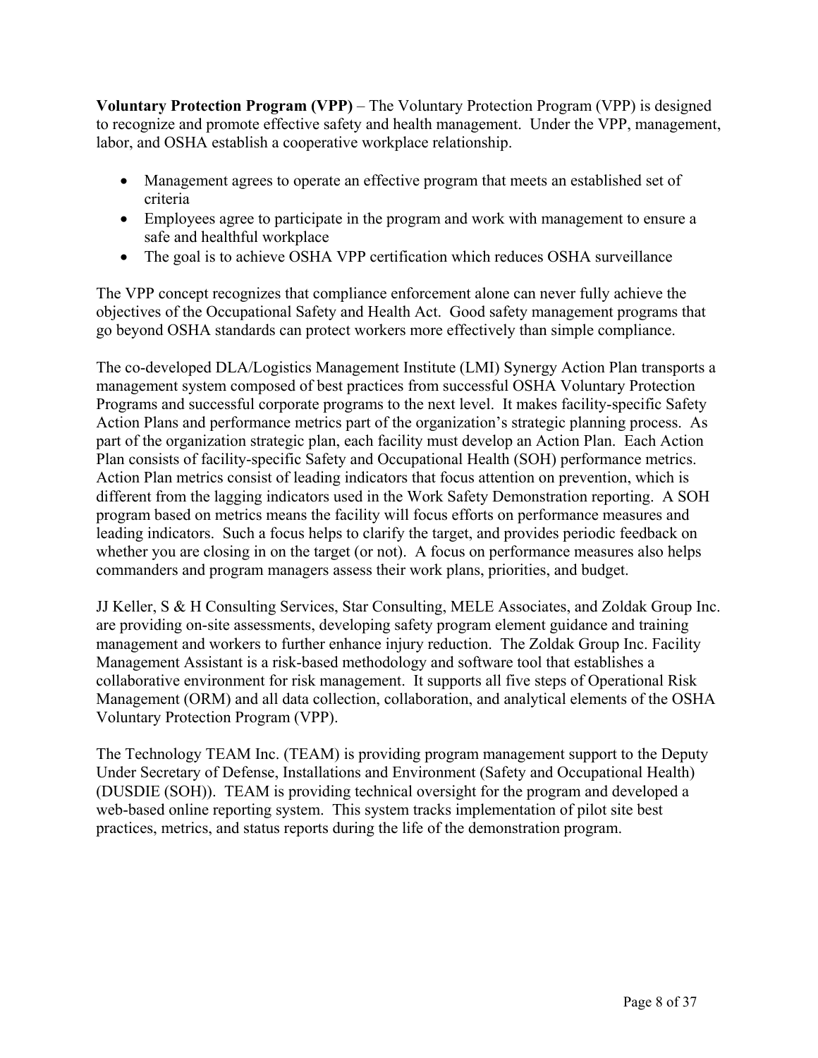**Voluntary Protection Program (VPP)** – The Voluntary Protection Program (VPP) is designed to recognize and promote effective safety and health management. Under the VPP, management, labor, and OSHA establish a cooperative workplace relationship.

- Management agrees to operate an effective program that meets an established set of criteria
- Employees agree to participate in the program and work with management to ensure a safe and healthful workplace
- The goal is to achieve OSHA VPP certification which reduces OSHA surveillance

The VPP concept recognizes that compliance enforcement alone can never fully achieve the objectives of the Occupational Safety and Health Act. Good safety management programs that go beyond OSHA standards can protect workers more effectively than simple compliance.

The co-developed DLA/Logistics Management Institute (LMI) Synergy Action Plan transports a management system composed of best practices from successful OSHA Voluntary Protection Programs and successful corporate programs to the next level. It makes facility-specific Safety Action Plans and performance metrics part of the organization's strategic planning process. As part of the organization strategic plan, each facility must develop an Action Plan. Each Action Plan consists of facility-specific Safety and Occupational Health (SOH) performance metrics. Action Plan metrics consist of leading indicators that focus attention on prevention, which is different from the lagging indicators used in the Work Safety Demonstration reporting. A SOH program based on metrics means the facility will focus efforts on performance measures and leading indicators. Such a focus helps to clarify the target, and provides periodic feedback on whether you are closing in on the target (or not). A focus on performance measures also helps commanders and program managers assess their work plans, priorities, and budget.

JJ Keller, S & H Consulting Services, Star Consulting, MELE Associates, and Zoldak Group Inc. are providing on-site assessments, developing safety program element guidance and training management and workers to further enhance injury reduction. The Zoldak Group Inc. Facility Management Assistant is a risk-based methodology and software tool that establishes a collaborative environment for risk management. It supports all five steps of Operational Risk Management (ORM) and all data collection, collaboration, and analytical elements of the OSHA Voluntary Protection Program (VPP).

The Technology TEAM Inc. (TEAM) is providing program management support to the Deputy Under Secretary of Defense, Installations and Environment (Safety and Occupational Health) (DUSDIE (SOH)). TEAM is providing technical oversight for the program and developed a web-based online reporting system. This system tracks implementation of pilot site best practices, metrics, and status reports during the life of the demonstration program.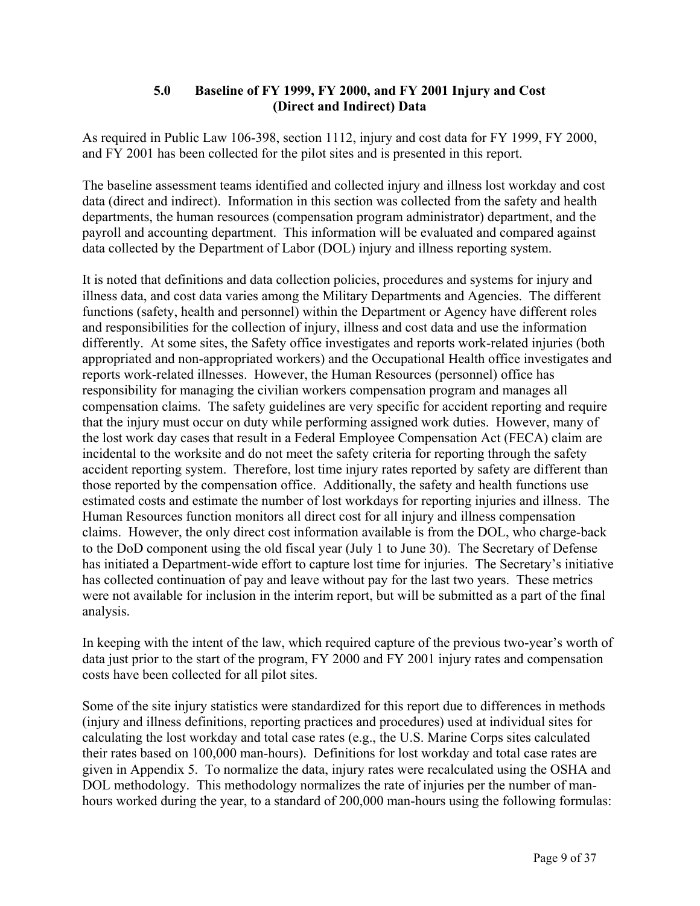## 5.0 Baseline of FY 1999, FY 2000, and FY 2001 Injury and Cost (Direct and Indirect) Data

As required in Public Law 106-398, section 1112, injury and cost data for FY 1999, FY 2000, and FY 2001 has been collected for the pilot sites and is presented in this report.

The baseline assessment teams identified and collected injury and illness lost workday and cost data (direct and indirect). Information in this section was collected from the safety and health departments, the human resources (compensation program administrator) department, and the payroll and accounting department. This information will be evaluated and compared against data collected by the Department of Labor (DOL) injury and illness reporting system.

It is noted that definitions and data collection policies, procedures and systems for injury and illness data, and cost data varies among the Military Departments and Agencies. The different functions (safety, health and personnel) within the Department or Agency have different roles and responsibilities for the collection of injury, illness and cost data and use the information differently. At some sites, the Safety office investigates and reports work-related injuries (both appropriated and non-appropriated workers) and the Occupational Health office investigates and reports work-related illnesses. However, the Human Resources (personnel) office has responsibility for managing the civilian workers compensation program and manages all compensation claims. The safety guidelines are very specific for accident reporting and require that the injury must occur on duty while performing assigned work duties. However, many of the lost work day cases that result in a Federal Employee Compensation Act (FECA) claim are incidental to the worksite and do not meet the safety criteria for reporting through the safety accident reporting system. Therefore, lost time injury rates reported by safety are different than those reported by the compensation office. Additionally, the safety and health functions use estimated costs and estimate the number of lost workdays for reporting injuries and illness. The Human Resources function monitors all direct cost for all injury and illness compensation claims. However, the only direct cost information available is from the DOL, who charge-back to the DoD component using the old fiscal year (July 1 to June 30). The Secretary of Defense has initiated a Department-wide effort to capture lost time for injuries. The Secretary's initiative has collected continuation of pay and leave without pay for the last two years. These metrics were not available for inclusion in the interim report, but will be submitted as a part of the final analysis.

In keeping with the intent of the law, which required capture of the previous two-year's worth of data just prior to the start of the program, FY 2000 and FY 2001 injury rates and compensation costs have been collected for all pilot sites.

Some of the site injury statistics were standardized for this report due to differences in methods (injury and illness definitions, reporting practices and procedures) used at individual sites for calculating the lost workday and total case rates (e.g., the U.S. Marine Corps sites calculated their rates based on 100,000 man-hours). Definitions for lost workday and total case rates are given in Appendix 5. To normalize the data, injury rates were recalculated using the OSHA and DOL methodology. This methodology normalizes the rate of injuries per the number of man-hours worked during the year, to a standard of 200,000 man-hours using the following formulas: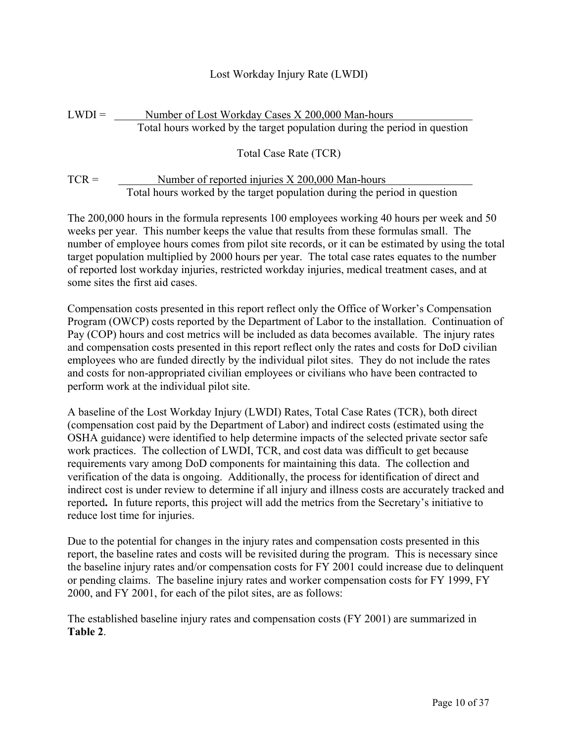Lost Workday Injury Rate (LWDI)

$$\text{LWDI} = \frac{\text{Number of Lost Workday Cases X 200,000 Man-hours}}{\text{Total hours worked by the target population during the period in question}}$$

Total Case Rate (TCR)

$$\text{TCR} = \frac{\text{Number of reported injuries X 200,000 Man-hours}}{\text{Total hours worked by the target population during the period in question}}$$

The 200,000 hours in the formula represents 100 employees working 40 hours per week and 50 weeks per year. This number keeps the value that results from these formulas small. The number of employee hours comes from pilot site records, or it can be estimated by using the total target population multiplied by 2000 hours per year. The total case rates equates to the number of reported lost workday injuries, restricted workday injuries, medical treatment cases, and at some sites the first aid cases.

Compensation costs presented in this report reflect only the Office of Worker's Compensation Program (OWCP) costs reported by the Department of Labor to the installation. Continuation of Pay (COP) hours and cost metrics will be included as data becomes available. The injury rates and compensation costs presented in this report reflect only the rates and costs for DoD civilian employees who are funded directly by the individual pilot sites. They do not include the rates and costs for non-appropriated civilian employees or civilians who have been contracted to perform work at the individual pilot site.

A baseline of the Lost Workday Injury (LWDI) Rates, Total Case Rates (TCR), both direct (compensation cost paid by the Department of Labor) and indirect costs (estimated using the OSHA guidance) were identified to help determine impacts of the selected private sector safe work practices. The collection of LWDI, TCR, and cost data was difficult to get because requirements vary among DoD components for maintaining this data. The collection and verification of the data is ongoing. Additionally, the process for identification of direct and indirect cost is under review to determine if all injury and illness costs are accurately tracked and reported**.** In future reports, this project will add the metrics from the Secretary's initiative to reduce lost time for injuries.

Due to the potential for changes in the injury rates and compensation costs presented in this report, the baseline rates and costs will be revisited during the program. This is necessary since the baseline injury rates and/or compensation costs for FY 2001 could increase due to delinquent or pending claims. The baseline injury rates and worker compensation costs for FY 1999, FY 2000, and FY 2001, for each of the pilot sites, are as follows:

The established baseline injury rates and compensation costs (FY 2001) are summarized in **Table 2**.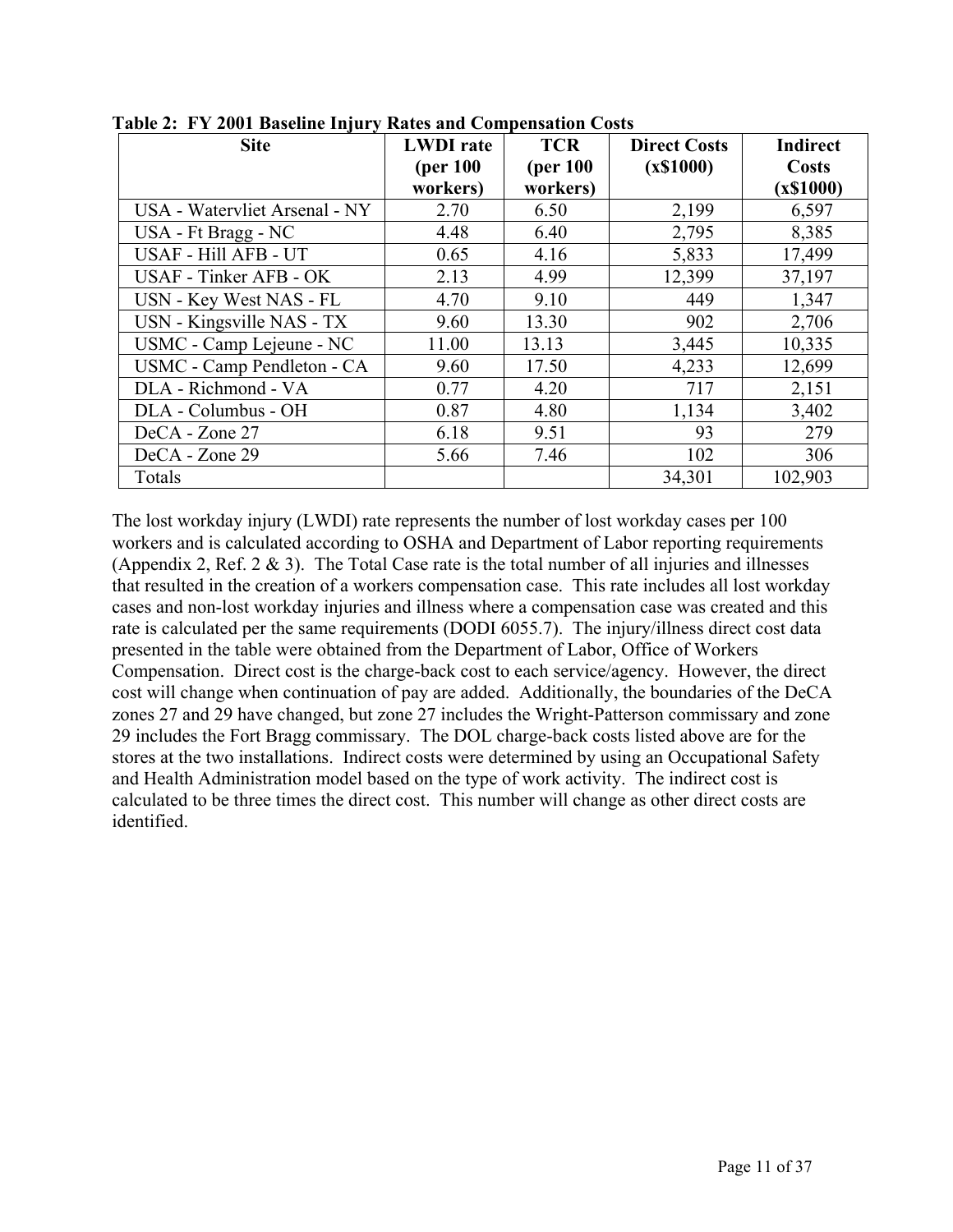**Table 2: FY 2001 Baseline Injury Rates and Compensation Costs**

| Site | LWDI rate (per 100 workers) | TCR (per 100 workers) | Direct Costs (x$1000) | Indirect Costs (x$1000) |
|---|---|---|---|---|
| USA - Watervliet Arsenal - NY | 2.70 | 6.50 | 2,199 | 6,597 |
| USA - Ft Bragg - NC | 4.48 | 6.40 | 2,795 | 8,385 |
| USAF - Hill AFB - UT | 0.65 | 4.16 | 5,833 | 17,499 |
| USAF - Tinker AFB - OK | 2.13 | 4.99 | 12,399 | 37,197 |
| USN - Key West NAS - FL | 4.70 | 9.10 | 449 | 1,347 |
| USN - Kingsville NAS - TX | 9.60 | 13.30 | 902 | 2,706 |
| USMC - Camp Lejeune - NC | 11.00 | 13.13 | 3,445 | 10,335 |
| USMC - Camp Pendleton - CA | 9.60 | 17.50 | 4,233 | 12,699 |
| DLA - Richmond - VA | 0.77 | 4.20 | 717 | 2,151 |
| DLA - Columbus - OH | 0.87 | 4.80 | 1,134 | 3,402 |
| DeCA - Zone 27 | 6.18 | 9.51 | 93 | 279 |
| DeCA - Zone 29 | 5.66 | 7.46 | 102 | 306 |
| Totals | | | 34,301 | 102,903 |

The lost workday injury (LWDI) rate represents the number of lost workday cases per 100 workers and is calculated according to OSHA and Department of Labor reporting requirements (Appendix 2, Ref. 2 & 3). The Total Case rate is the total number of all injuries and illnesses that resulted in the creation of a workers compensation case. This rate includes all lost workday cases and non-lost workday injuries and illness where a compensation case was created and this rate is calculated per the same requirements (DODI 6055.7). The injury/illness direct cost data presented in the table were obtained from the Department of Labor, Office of Workers Compensation. Direct cost is the charge-back cost to each service/agency. However, the direct cost will change when continuation of pay are added. Additionally, the boundaries of the DeCA zones 27 and 29 have changed, but zone 27 includes the Wright-Patterson commissary and zone 29 includes the Fort Bragg commissary. The DOL charge-back costs listed above are for the stores at the two installations. Indirect costs were determined by using an Occupational Safety and Health Administration model based on the type of work activity. The indirect cost is calculated to be three times the direct cost. This number will change as other direct costs are identified.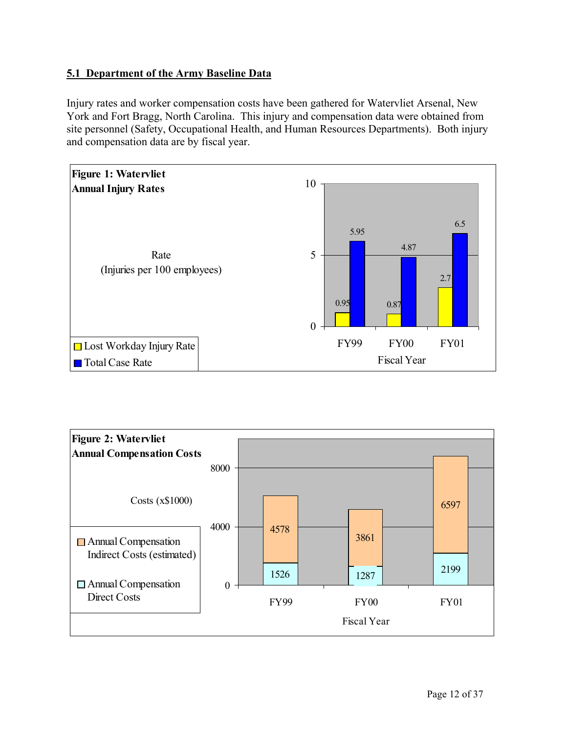## 5.1 Department of the Army Baseline Data

Injury rates and worker compensation costs have been gathered for Watervliet Arsenal, New York and Fort Bragg, North Carolina. This injury and compensation data were obtained from site personnel (Safety, Occupational Health, and Human Resources Departments). Both injury and compensation data are by fiscal year.

**Figure 1: Watervliet Annual Injury Rates**

Rate (Injuries per 100 employees)

| Fiscal Year | Lost Workday Injury Rate | Total Case Rate |
|---|---|---|
| FY99 | 0.95 | 5.95 |
| FY00 | 0.87 | 4.87 |
| FY01 | 2.7 | 6.5 |

**Figure 2: Watervliet Annual Compensation Costs**

Costs (x$1000)

| Fiscal Year | Annual Compensation Direct Costs | Annual Compensation Indirect Costs (estimated) |
|---|---|---|
| FY99 | 1526 | 4578 |
| FY00 | 1287 | 3861 |
| FY01 | 2199 | 6597 |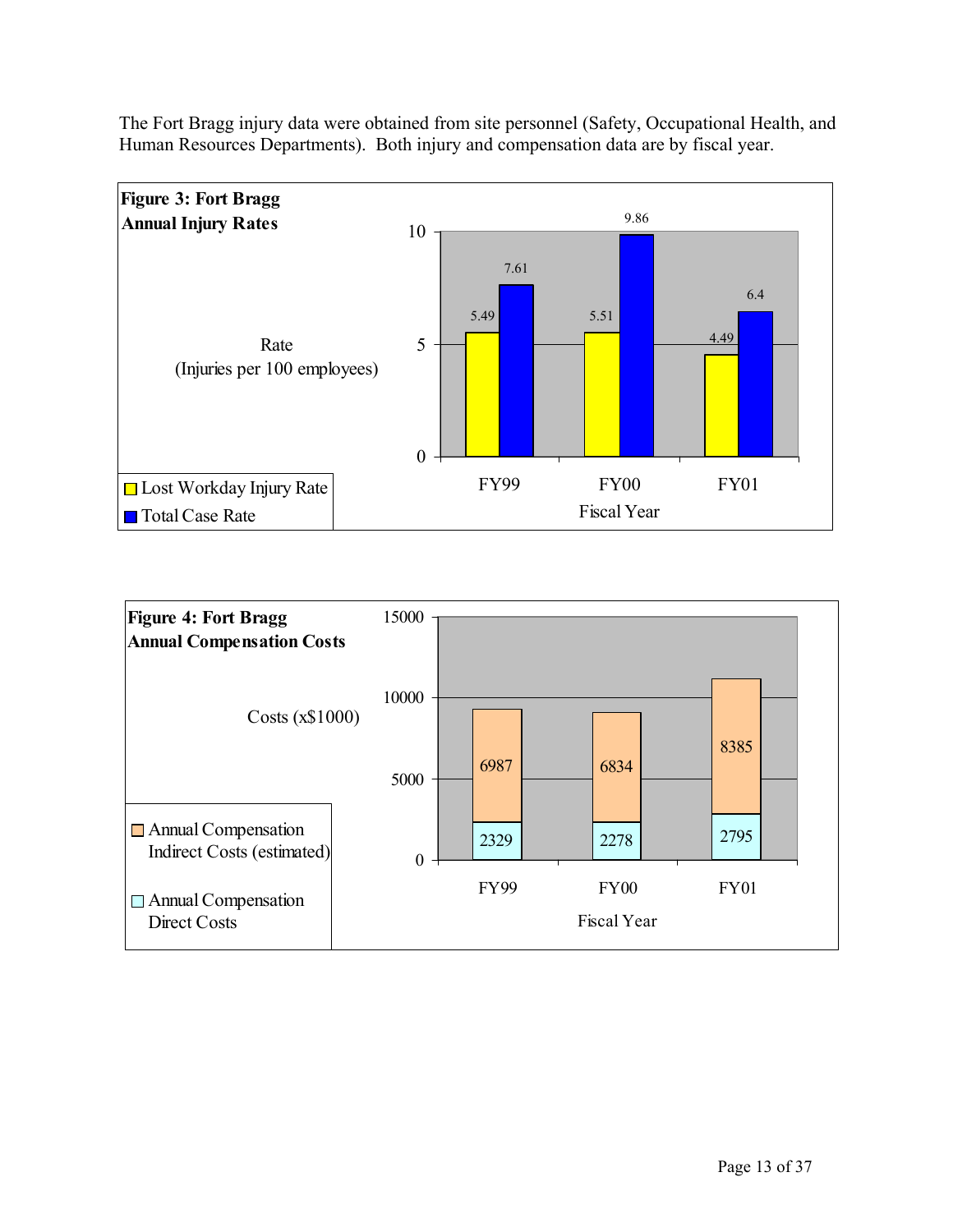The Fort Bragg injury data were obtained from site personnel (Safety, Occupational Health, and Human Resources Departments). Both injury and compensation data are by fiscal year.

**Figure 3: Fort Bragg Annual Injury Rates**

Rate (Injuries per 100 employees)

| Fiscal Year | Lost Workday Injury Rate | Total Case Rate |
|---|---|---|
| FY99 | 5.49 | 7.61 |
| FY00 | 5.51 | 9.86 |
| FY01 | 4.49 | 6.4 |

**Figure 4: Fort Bragg Annual Compensation Costs**

Costs (x$1000)

| Fiscal Year | Annual Compensation Direct Costs | Annual Compensation Indirect Costs (estimated) |
|---|---|---|
| FY99 | 2329 | 6987 |
| FY00 | 2278 | 6834 |
| FY01 | 2795 | 8385 |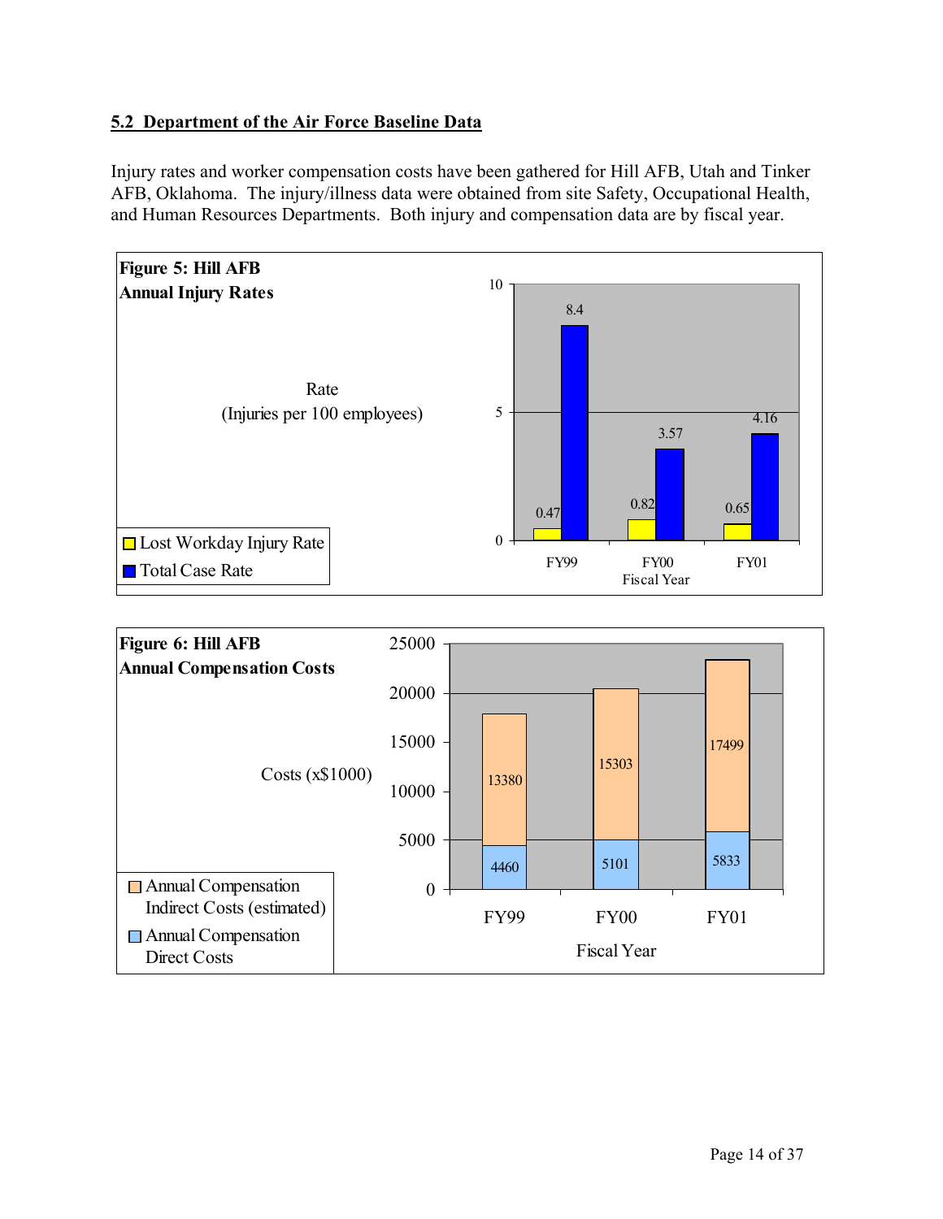## 5.2 Department of the Air Force Baseline Data

Injury rates and worker compensation costs have been gathered for Hill AFB, Utah and Tinker AFB, Oklahoma. The injury/illness data were obtained from site Safety, Occupational Health, and Human Resources Departments. Both injury and compensation data are by fiscal year.

**Figure 5: Hill AFB Annual Injury Rates**

Rate (Injuries per 100 employees)

| Fiscal Year | Lost Workday Injury Rate | Total Case Rate |
|---|---|---|
| FY99 | 0.47 | 8.4 |
| FY00 | 0.82 | 3.57 |
| FY01 | 0.65 | 4.16 |

**Figure 6: Hill AFB Annual Compensation Costs**

Costs (x$1000)

| Fiscal Year | Annual Compensation Direct Costs | Annual Compensation Indirect Costs (estimated) |
|---|---|---|
| FY99 | 4460 | 13380 |
| FY00 | 5101 | 15303 |
| FY01 | 5833 | 17499 |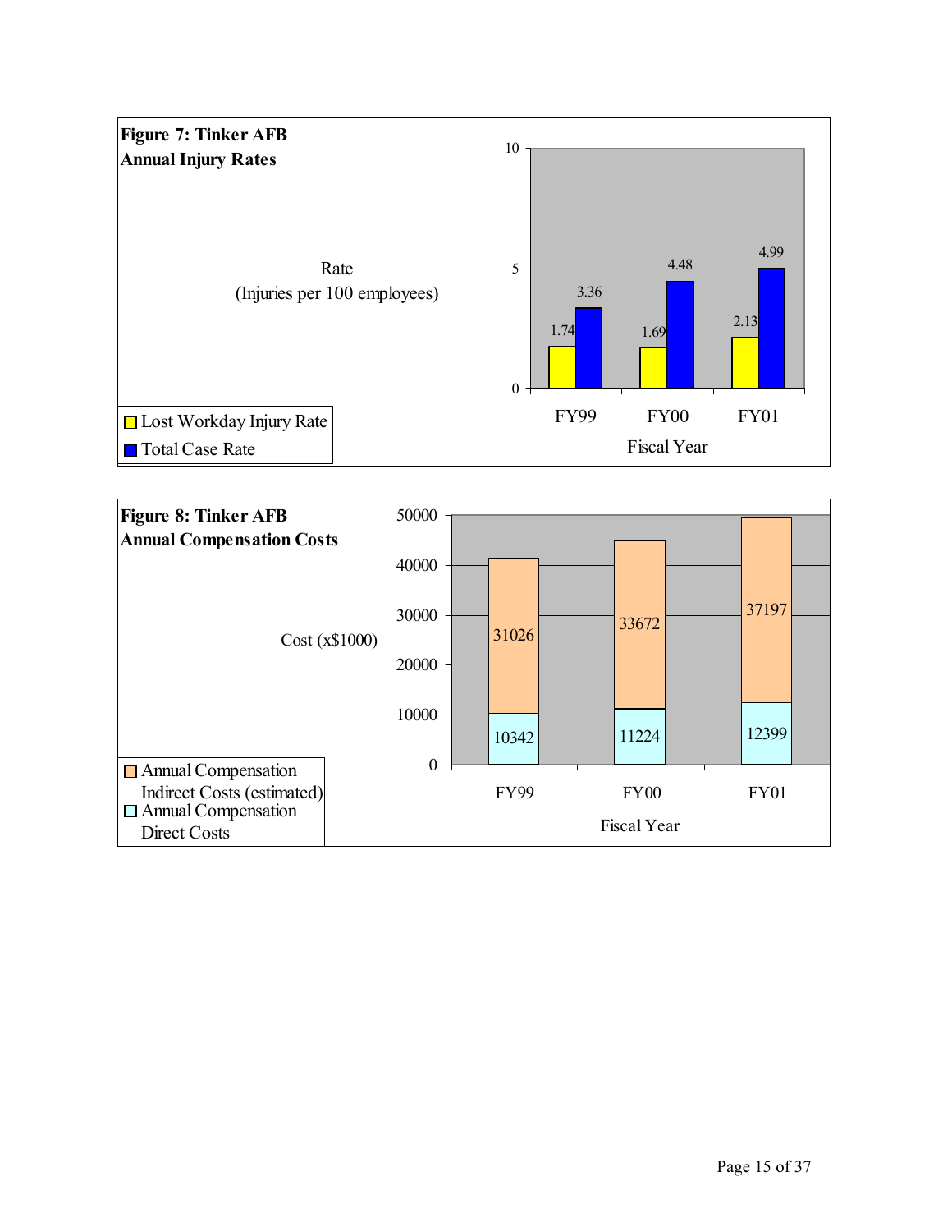**Figure 7: Tinker AFB Annual Injury Rates**

| Fiscal Year | Lost Workday Injury Rate | Total Case Rate |
|---|---|---|
| FY99 | 1.74 | 3.36 |
| FY00 | 1.69 | 4.48 |
| FY01 | 2.13 | 4.99 |

Rate (Injuries per 100 employees)

**Figure 8: Tinker AFB Annual Compensation Costs**

| Fiscal Year | Annual Compensation Direct Costs | Annual Compensation Indirect Costs (estimated) |
|---|---|---|
| FY99 | 10342 | 31026 |
| FY00 | 11224 | 33672 |
| FY01 | 12399 | 37197 |

Cost (x$1000)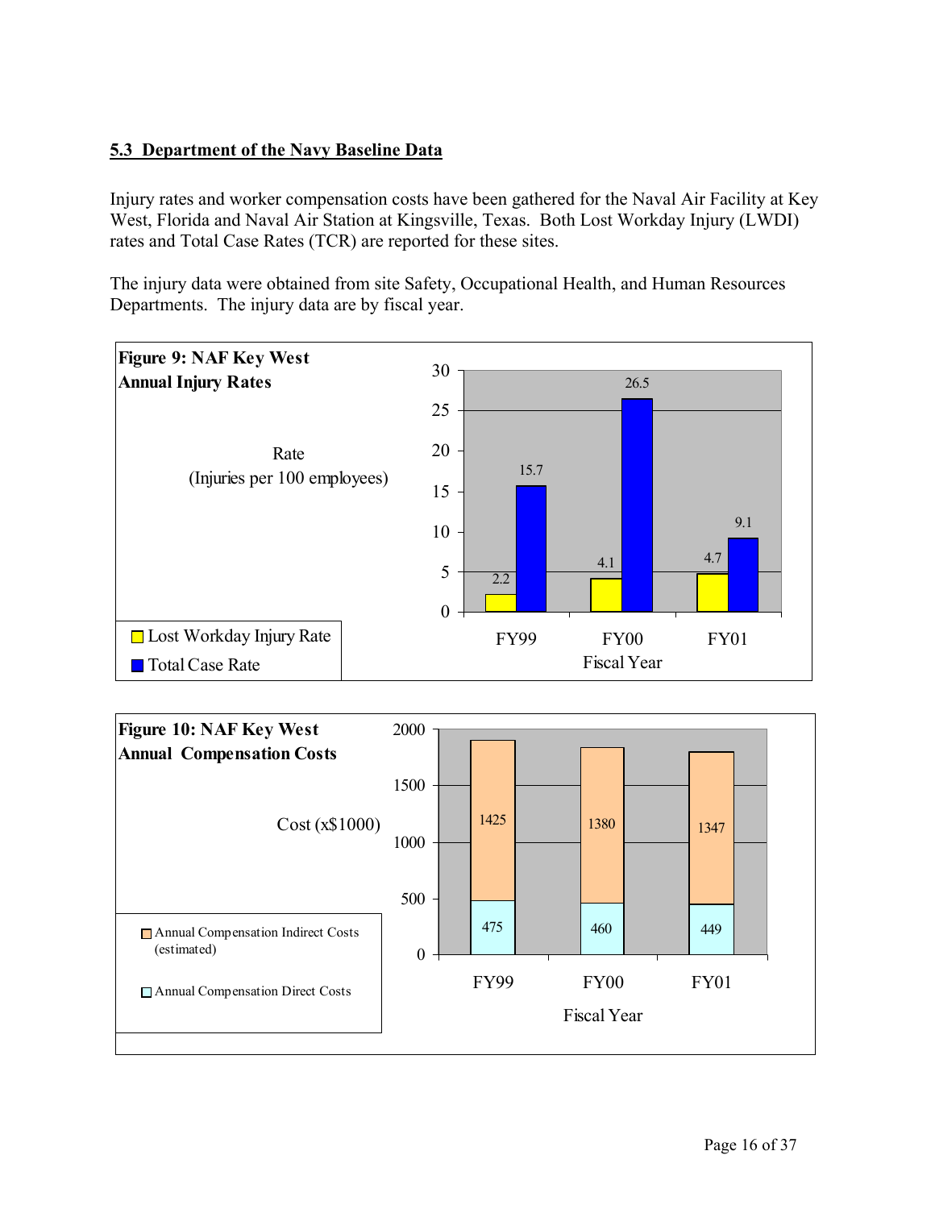### 5.3 Department of the Navy Baseline Data

Injury rates and worker compensation costs have been gathered for the Naval Air Facility at Key West, Florida and Naval Air Station at Kingsville, Texas. Both Lost Workday Injury (LWDI) rates and Total Case Rates (TCR) are reported for these sites.

The injury data were obtained from site Safety, Occupational Health, and Human Resources Departments. The injury data are by fiscal year.

**Figure 9: NAF Key West Annual Injury Rates**

Rate (Injuries per 100 employees)

| Fiscal Year | Lost Workday Injury Rate | Total Case Rate |
|---|---|---|
| FY99 | 2.2 | 15.7 |
| FY00 | 4.1 | 26.5 |
| FY01 | 4.7 | 9.1 |

**Figure 10: NAF Key West Annual Compensation Costs**

Cost (x$1000)

| Fiscal Year | Annual Compensation Indirect Costs (estimated) | Annual Compensation Direct Costs |
|---|---|---|
| FY99 | 1425 | 475 |
| FY00 | 1380 | 460 |
| FY01 | 1347 | 449 |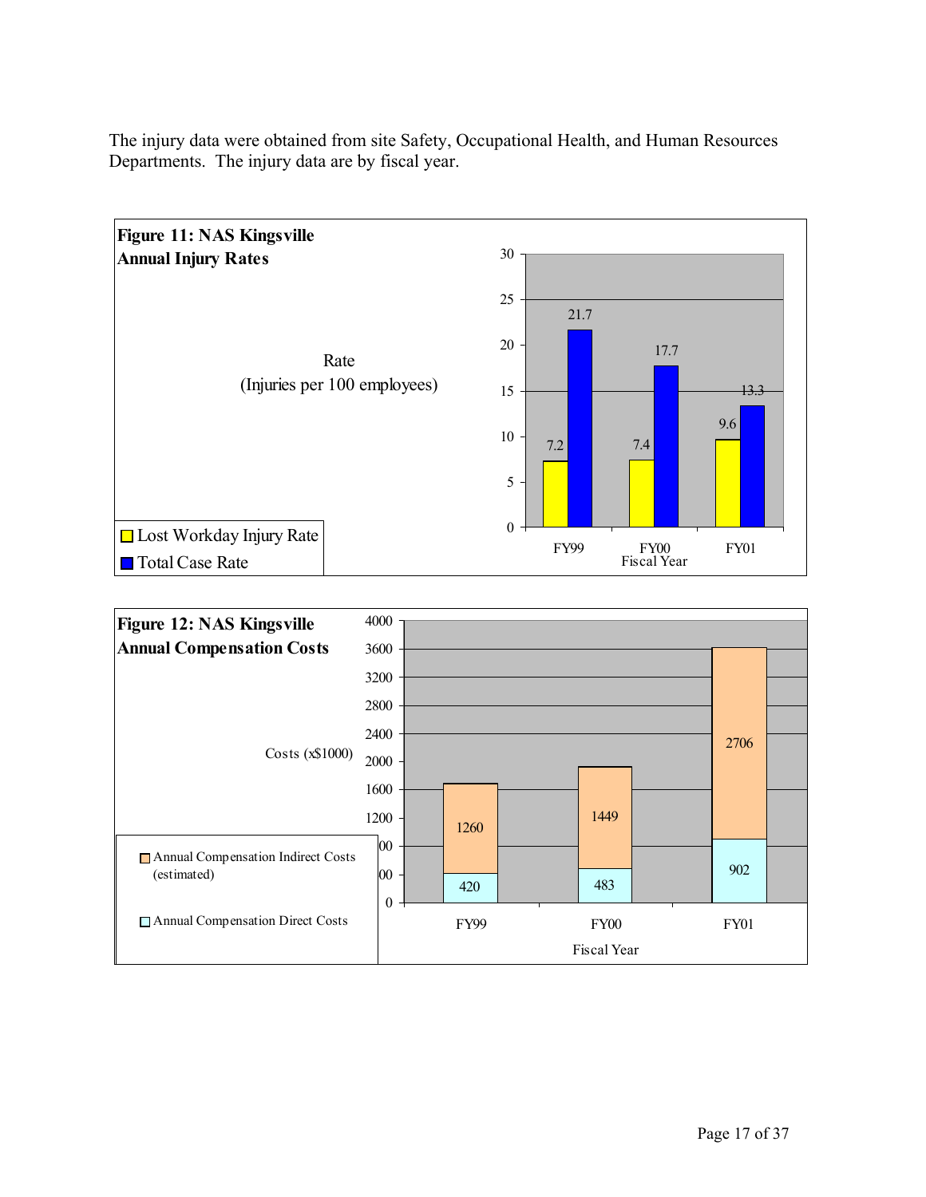The injury data were obtained from site Safety, Occupational Health, and Human Resources Departments. The injury data are by fiscal year.

**Figure 11: NAS Kingsville Annual Injury Rates**

| Fiscal Year | Lost Workday Injury Rate | Total Case Rate |
|---|---|---|
| FY99 | 7.2 | 21.7 |
| FY00 | 7.4 | 17.7 |
| FY01 | 9.6 | 13.3 |

Rate (Injuries per 100 employees)

**Figure 12: NAS Kingsville Annual Compensation Costs**

| Fiscal Year | Annual Compensation Direct Costs | Annual Compensation Indirect Costs (estimated) |
|---|---|---|
| FY99 | 420 | 1260 |
| FY00 | 483 | 1449 |
| FY01 | 902 | 2706 |

Costs (x$1000)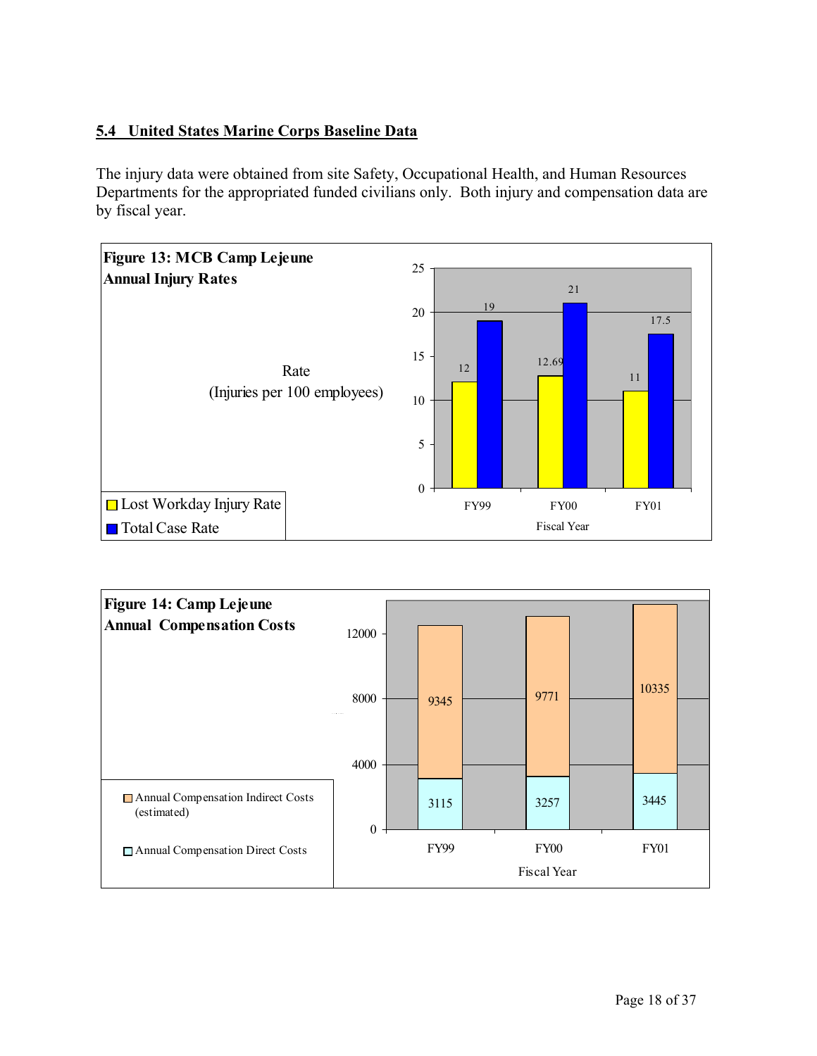## 5.4 United States Marine Corps Baseline Data

The injury data were obtained from site Safety, Occupational Health, and Human Resources Departments for the appropriated funded civilians only. Both injury and compensation data are by fiscal year.

**Figure 13: MCB Camp Lejeune Annual Injury Rates**

Rate (Injuries per 100 employees)

| Fiscal Year | Lost Workday Injury Rate | Total Case Rate |
|---|---|---|
| FY99 | 12 | 19 |
| FY00 | 12.69 | 21 |
| FY01 | 11 | 17.5 |

**Figure 14: Camp Lejeune Annual Compensation Costs**

| Fiscal Year | Annual Compensation Direct Costs | Annual Compensation Indirect Costs (estimated) |
|---|---|---|
| FY99 | 3115 | 9345 |
| FY00 | 3257 | 9771 |
| FY01 | 3445 | 10335 |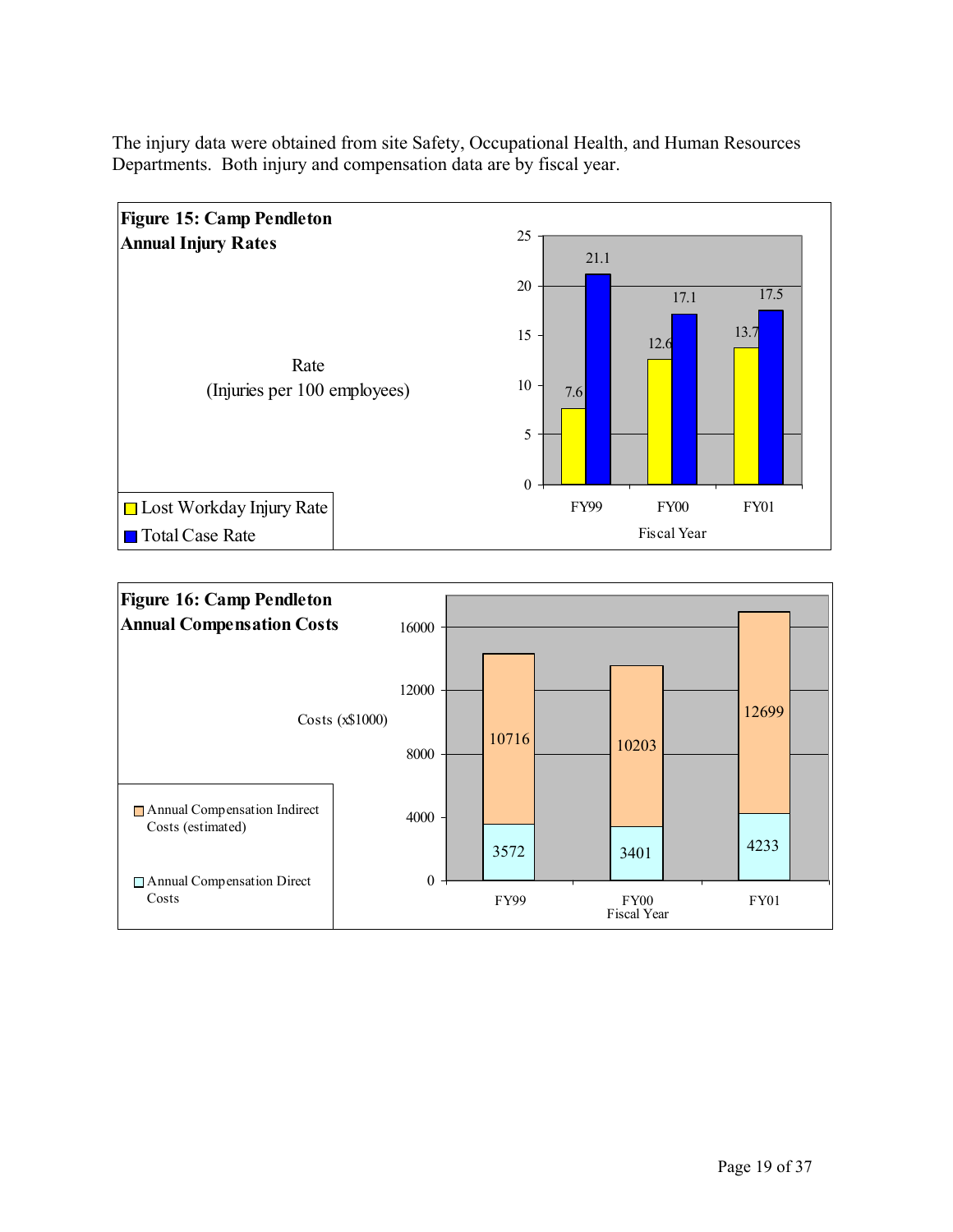The injury data were obtained from site Safety, Occupational Health, and Human Resources Departments. Both injury and compensation data are by fiscal year.

**Figure 15: Camp Pendleton Annual Injury Rates**

Rate (Injuries per 100 employees)

| Fiscal Year | Lost Workday Injury Rate | Total Case Rate |
|---|---|---|
| FY99 | 7.6 | 21.1 |
| FY00 | 12.6 | 17.1 |
| FY01 | 13.7 | 17.5 |

**Figure 16: Camp Pendleton Annual Compensation Costs**

Costs (x$1000)

| Fiscal Year | Annual Compensation Indirect Costs (estimated) | Annual Compensation Direct Costs |
|---|---|---|
| FY99 | 10716 | 3572 |
| FY00 | 10203 | 3401 |
| FY01 | 12699 | 4233 |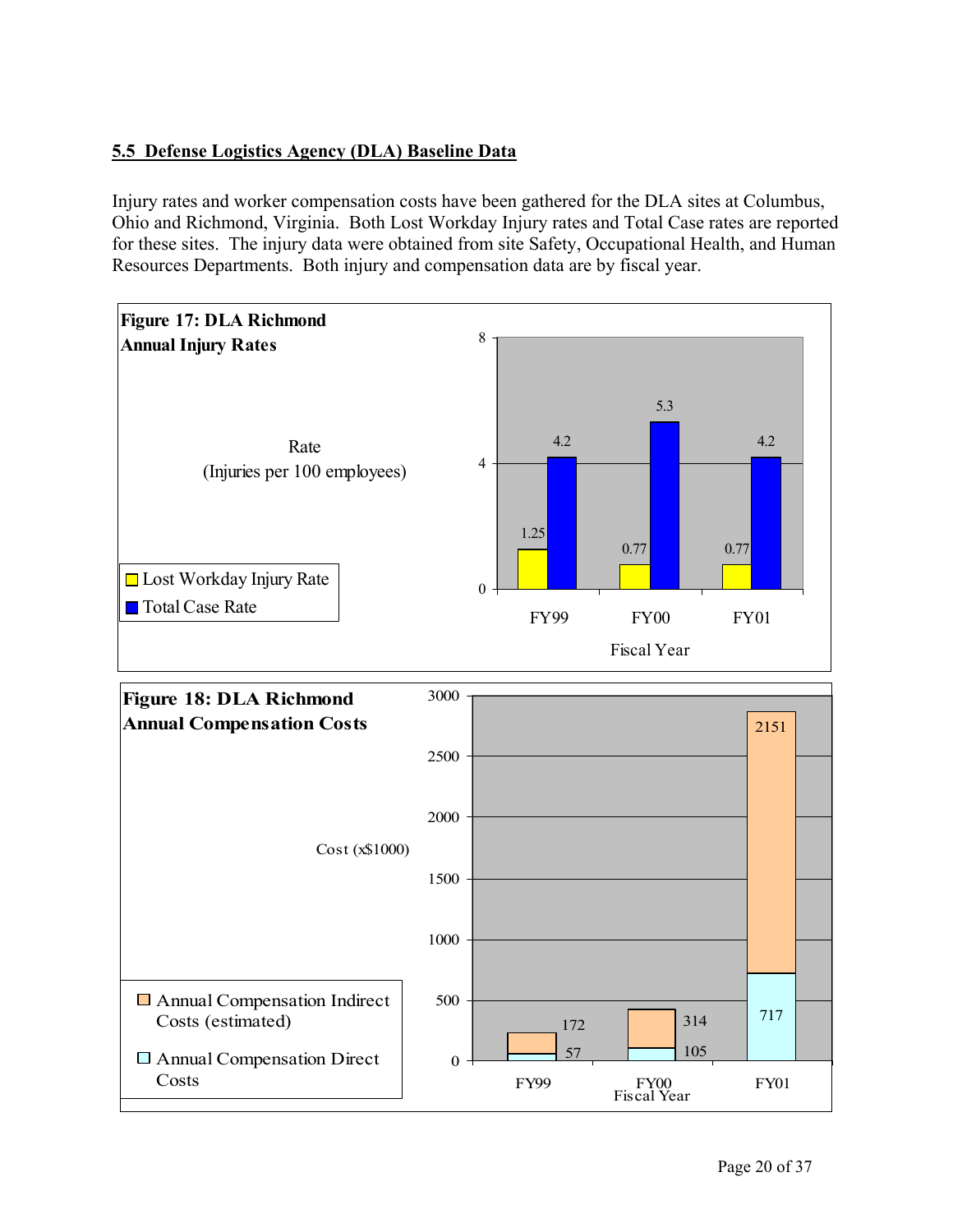## 5.5 Defense Logistics Agency (DLA) Baseline Data

Injury rates and worker compensation costs have been gathered for the DLA sites at Columbus, Ohio and Richmond, Virginia. Both Lost Workday Injury rates and Total Case rates are reported for these sites. The injury data were obtained from site Safety, Occupational Health, and Human Resources Departments. Both injury and compensation data are by fiscal year.

**Figure 17: DLA Richmond Annual Injury Rates**

Rate (Injuries per 100 employees)

| Fiscal Year | Lost Workday Injury Rate | Total Case Rate |
|---|---|---|
| FY99 | 1.25 | 4.2 |
| FY00 | 0.77 | 5.3 |
| FY01 | 0.77 | 4.2 |

**Figure 18: DLA Richmond Annual Compensation Costs**

Cost (x$1000)

| Fiscal Year | Annual Compensation Direct Costs | Annual Compensation Indirect Costs (estimated) |
|---|---|---|
| FY99 | 57 | 172 |
| FY00 | 105 | 314 |
| FY01 | 717 | 2151 |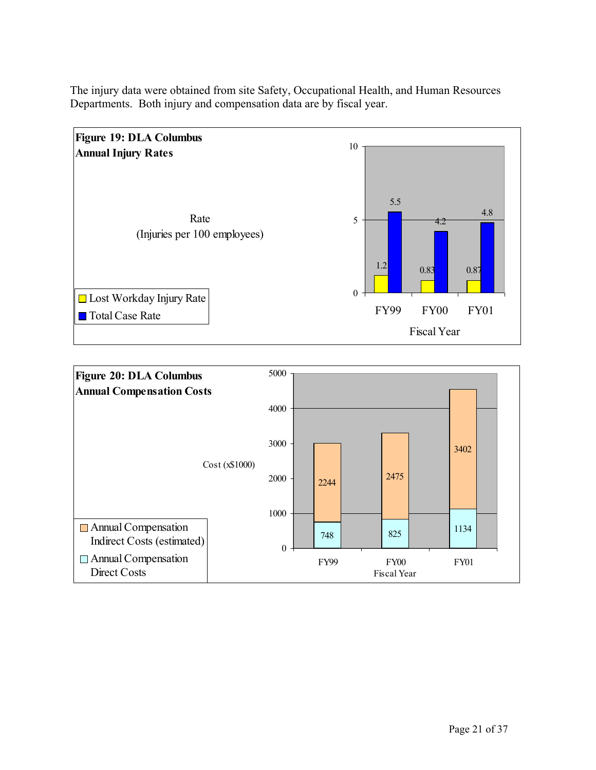The injury data were obtained from site Safety, Occupational Health, and Human Resources Departments. Both injury and compensation data are by fiscal year.

**Figure 19: DLA Columbus Annual Injury Rates**

Rate (Injuries per 100 employees)

| Fiscal Year | Lost Workday Injury Rate | Total Case Rate |
|---|---|---|
| FY99 | 1.2 | 5.5 |
| FY00 | 0.83 | 4.2 |
| FY01 | 0.87 | 4.8 |

**Figure 20: DLA Columbus Annual Compensation Costs**

Cost (x$1000)

| Fiscal Year | Annual Compensation Direct Costs | Annual Compensation Indirect Costs (estimated) |
|---|---|---|
| FY99 | 748 | 2244 |
| FY00 | 825 | 2475 |
| FY01 | 1134 | 3402 |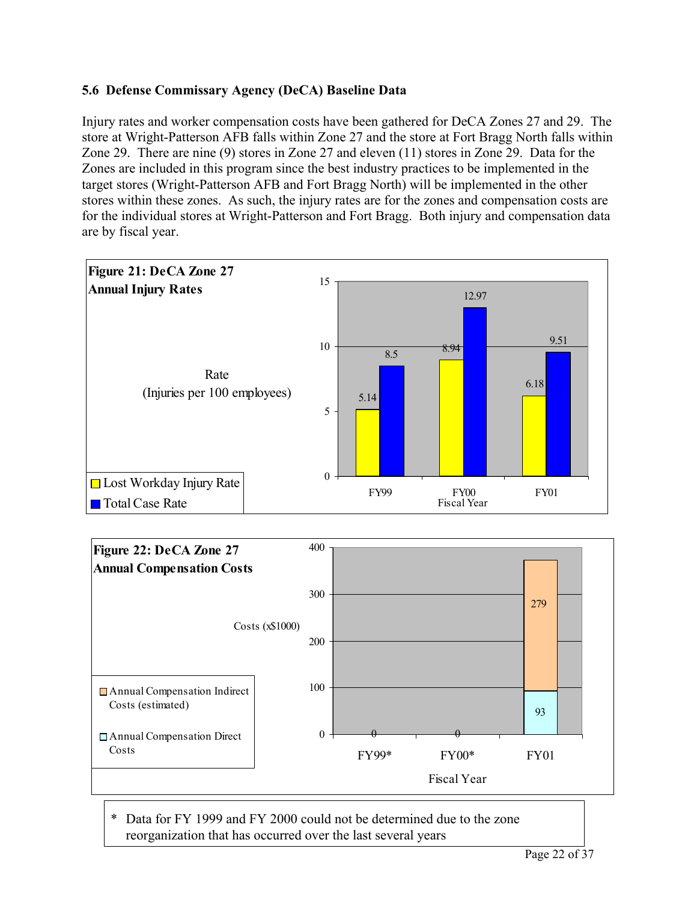### 5.6 Defense Commissary Agency (DeCA) Baseline Data

Injury rates and worker compensation costs have been gathered for DeCA Zones 27 and 29. The store at Wright-Patterson AFB falls within Zone 27 and the store at Fort Bragg North falls within Zone 29. There are nine (9) stores in Zone 27 and eleven (11) stores in Zone 29. Data for the Zones are included in this program since the best industry practices to be implemented in the target stores (Wright-Patterson AFB and Fort Bragg North) will be implemented in the other stores within these zones. As such, the injury rates are for the zones and compensation costs are for the individual stores at Wright-Patterson and Fort Bragg. Both injury and compensation data are by fiscal year.

**Figure 21: DeCA Zone 27 Annual Injury Rates**

Rate (Injuries per 100 employees)

| Fiscal Year | Lost Workday Injury Rate | Total Case Rate |
|---|---|---|
| FY99 | 5.14 | 8.5 |
| FY00 | 8.94 | 12.97 |
| FY01 | 6.18 | 9.51 |

**Figure 22: DeCA Zone 27 Annual Compensation Costs**

Costs (x$1000)

| Fiscal Year | Annual Compensation Direct Costs | Annual Compensation Indirect Costs (estimated) |
|---|---|---|
| FY99* | 0 | |
| FY00* | 0 | |
| FY01 | 93 | 279 |

\* Data for FY 1999 and FY 2000 could not be determined due to the zone reorganization that has occurred over the last several years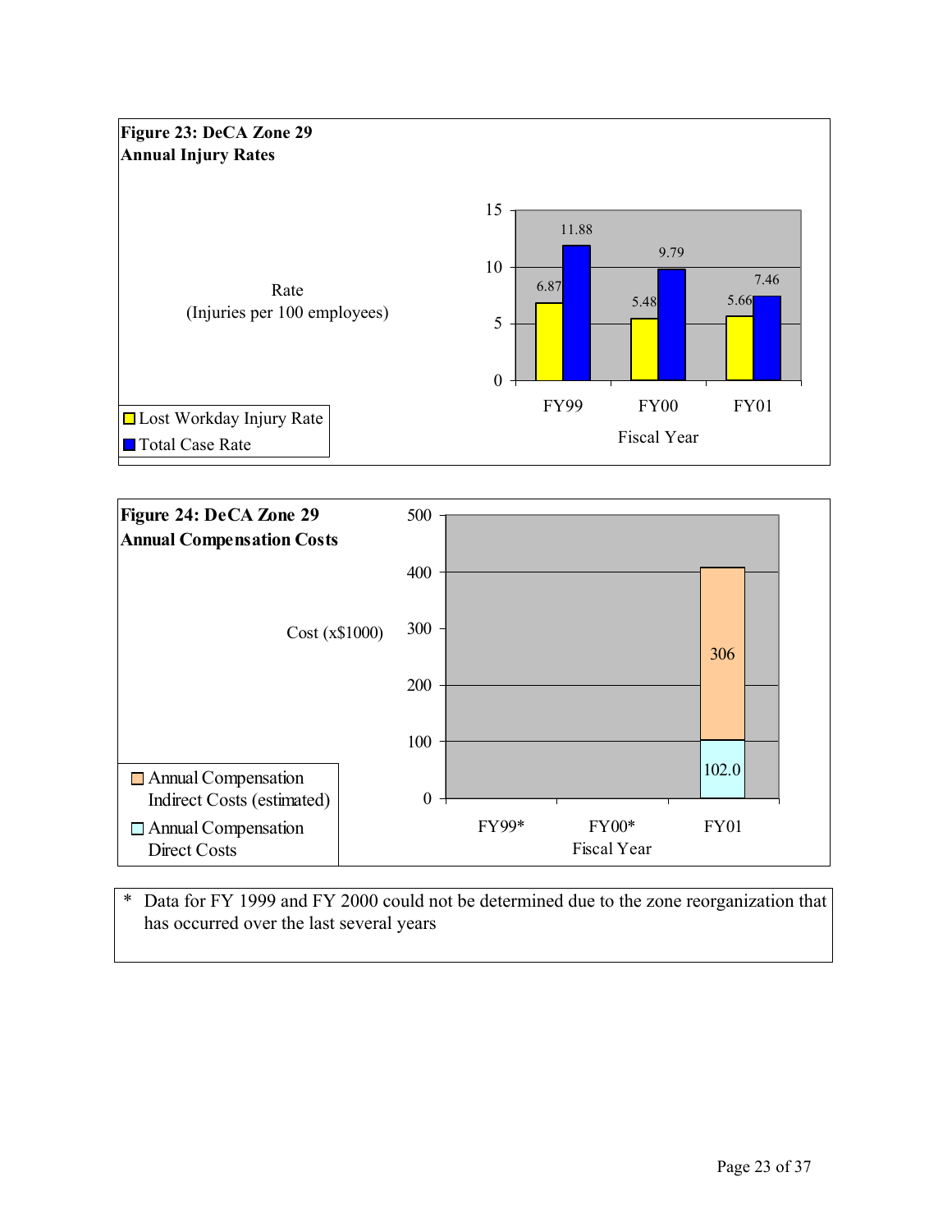**Figure 23: DeCA Zone 29**
**Annual Injury Rates**

Rate (Injuries per 100 employees)

| Fiscal Year | Lost Workday Injury Rate | Total Case Rate |
|---|---|---|
| FY99 | 6.87 | 11.88 |
| FY00 | 5.48 | 9.79 |
| FY01 | 5.66 | 7.46 |

**Figure 24: DeCA Zone 29**
**Annual Compensation Costs**

Cost (x$1000)

| Fiscal Year | Annual Compensation Direct Costs | Annual Compensation Indirect Costs (estimated) |
|---|---|---|
| FY99* | | |
| FY00* | | |
| FY01 | 102.0 | 306 |

\* Data for FY 1999 and FY 2000 could not be determined due to the zone reorganization that has occurred over the last several years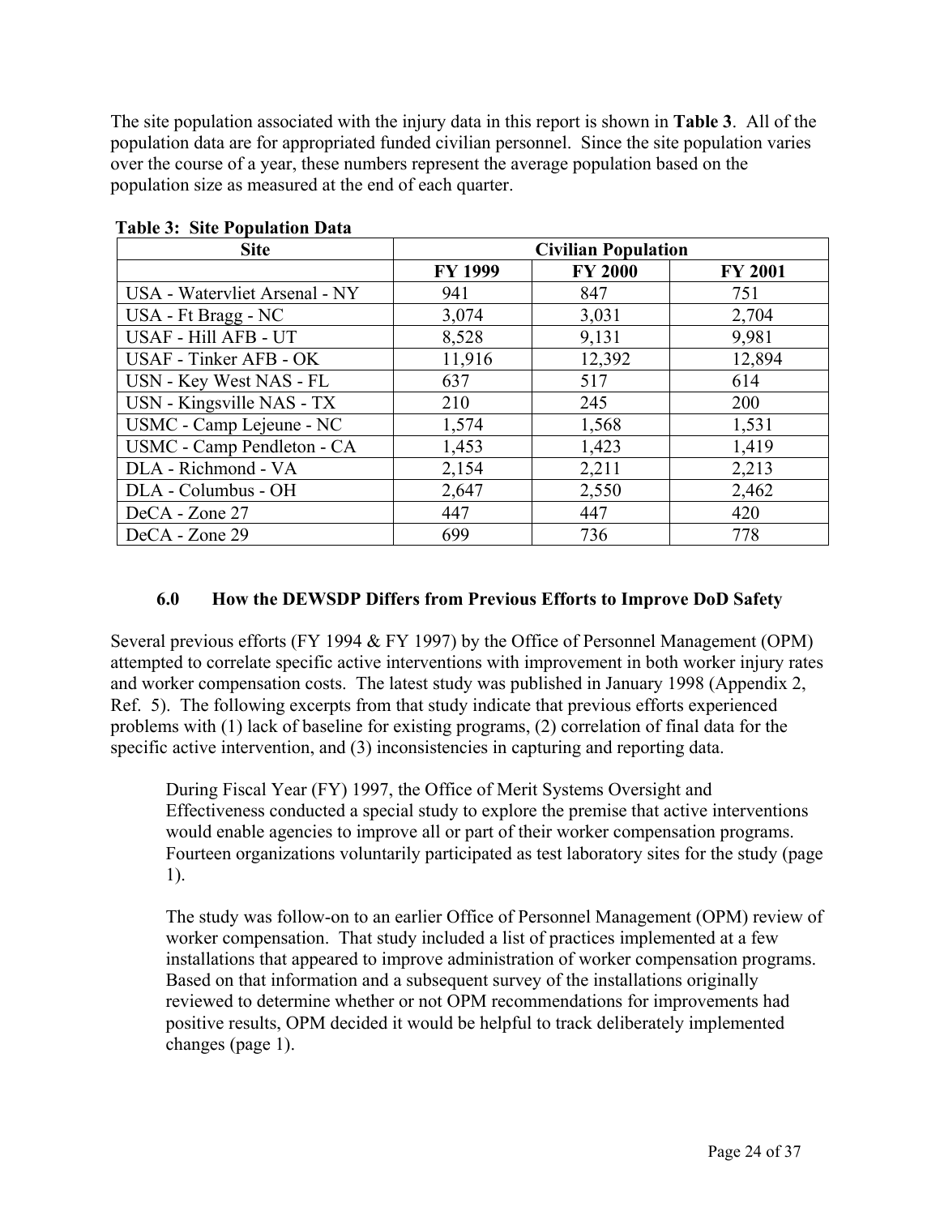The site population associated with the injury data in this report is shown in **Table 3**. All of the population data are for appropriated funded civilian personnel. Since the site population varies over the course of a year, these numbers represent the average population based on the population size as measured at the end of each quarter.

**Table 3: Site Population Data**

| Site | Civilian Population | | |
|---|---|---|---|
| | FY 1999 | FY 2000 | FY 2001 |
| USA - Watervliet Arsenal - NY | 941 | 847 | 751 |
| USA - Ft Bragg - NC | 3,074 | 3,031 | 2,704 |
| USAF - Hill AFB - UT | 8,528 | 9,131 | 9,981 |
| USAF - Tinker AFB - OK | 11,916 | 12,392 | 12,894 |
| USN - Key West NAS - FL | 637 | 517 | 614 |
| USN - Kingsville NAS - TX | 210 | 245 | 200 |
| USMC - Camp Lejeune - NC | 1,574 | 1,568 | 1,531 |
| USMC - Camp Pendleton - CA | 1,453 | 1,423 | 1,419 |
| DLA - Richmond - VA | 2,154 | 2,211 | 2,213 |
| DLA - Columbus - OH | 2,647 | 2,550 | 2,462 |
| DeCA - Zone 27 | 447 | 447 | 420 |
| DeCA - Zone 29 | 699 | 736 | 778 |

### 6.0 How the DEWSDP Differs from Previous Efforts to Improve DoD Safety

Several previous efforts (FY 1994 & FY 1997) by the Office of Personnel Management (OPM) attempted to correlate specific active interventions with improvement in both worker injury rates and worker compensation costs. The latest study was published in January 1998 (Appendix 2, Ref. 5). The following excerpts from that study indicate that previous efforts experienced problems with (1) lack of baseline for existing programs, (2) correlation of final data for the specific active intervention, and (3) inconsistencies in capturing and reporting data.

> During Fiscal Year (FY) 1997, the Office of Merit Systems Oversight and Effectiveness conducted a special study to explore the premise that active interventions would enable agencies to improve all or part of their worker compensation programs. Fourteen organizations voluntarily participated as test laboratory sites for the study (page 1).
>
> The study was follow-on to an earlier Office of Personnel Management (OPM) review of worker compensation. That study included a list of practices implemented at a few installations that appeared to improve administration of worker compensation programs. Based on that information and a subsequent survey of the installations originally reviewed to determine whether or not OPM recommendations for improvements had positive results, OPM decided it would be helpful to track deliberately implemented changes (page 1).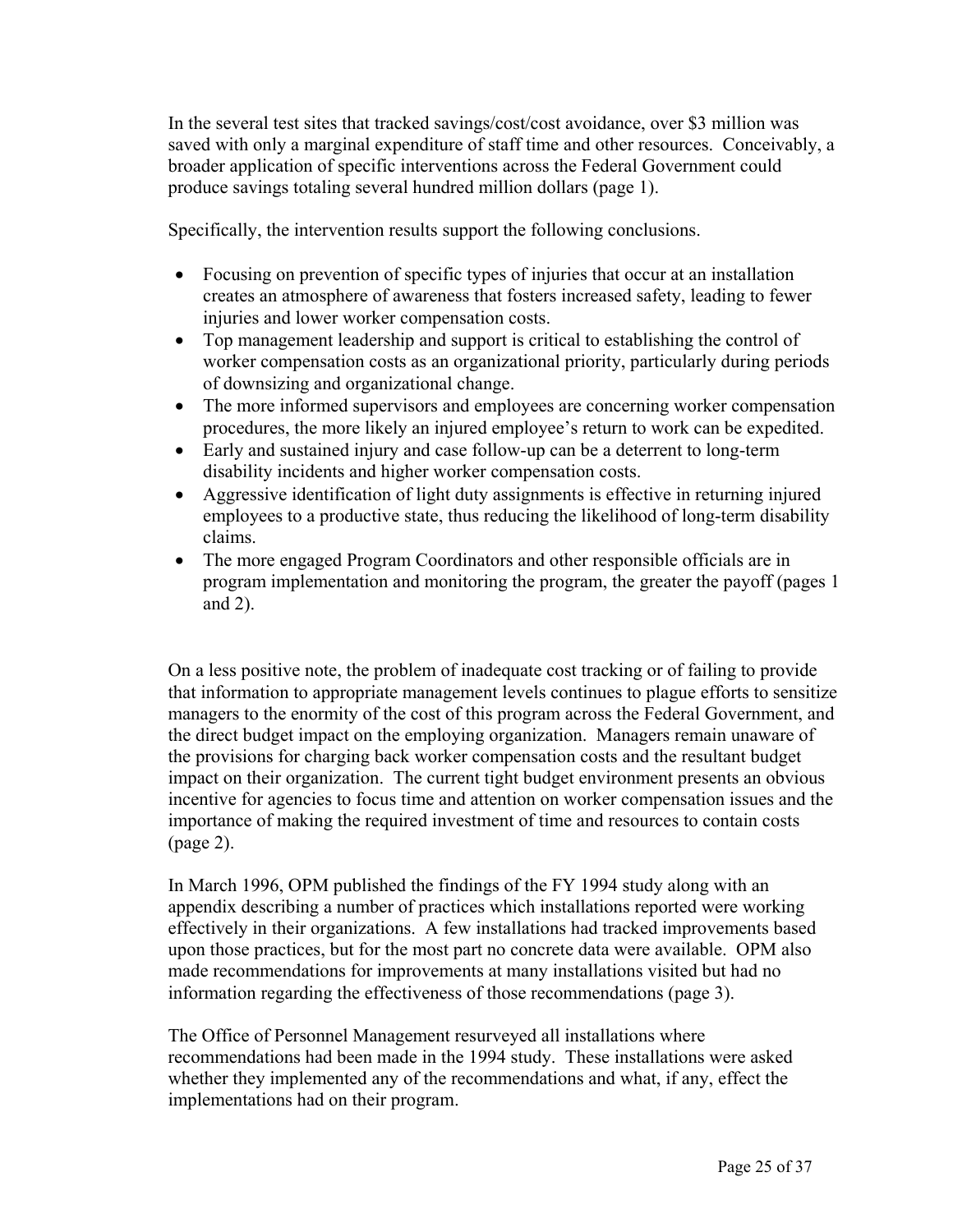In the several test sites that tracked savings/cost/cost avoidance, over $3 million was saved with only a marginal expenditure of staff time and other resources. Conceivably, a broader application of specific interventions across the Federal Government could produce savings totaling several hundred million dollars (page 1).

Specifically, the intervention results support the following conclusions.

- Focusing on prevention of specific types of injuries that occur at an installation creates an atmosphere of awareness that fosters increased safety, leading to fewer injuries and lower worker compensation costs.
- Top management leadership and support is critical to establishing the control of worker compensation costs as an organizational priority, particularly during periods of downsizing and organizational change.
- The more informed supervisors and employees are concerning worker compensation procedures, the more likely an injured employee's return to work can be expedited.
- Early and sustained injury and case follow-up can be a deterrent to long-term disability incidents and higher worker compensation costs.
- Aggressive identification of light duty assignments is effective in returning injured employees to a productive state, thus reducing the likelihood of long-term disability claims.
- The more engaged Program Coordinators and other responsible officials are in program implementation and monitoring the program, the greater the payoff (pages 1 and 2).

On a less positive note, the problem of inadequate cost tracking or of failing to provide that information to appropriate management levels continues to plague efforts to sensitize managers to the enormity of the cost of this program across the Federal Government, and the direct budget impact on the employing organization. Managers remain unaware of the provisions for charging back worker compensation costs and the resultant budget impact on their organization. The current tight budget environment presents an obvious incentive for agencies to focus time and attention on worker compensation issues and the importance of making the required investment of time and resources to contain costs (page 2).

In March 1996, OPM published the findings of the FY 1994 study along with an appendix describing a number of practices which installations reported were working effectively in their organizations. A few installations had tracked improvements based upon those practices, but for the most part no concrete data were available. OPM also made recommendations for improvements at many installations visited but had no information regarding the effectiveness of those recommendations (page 3).

The Office of Personnel Management resurveyed all installations where recommendations had been made in the 1994 study. These installations were asked whether they implemented any of the recommendations and what, if any, effect the implementations had on their program.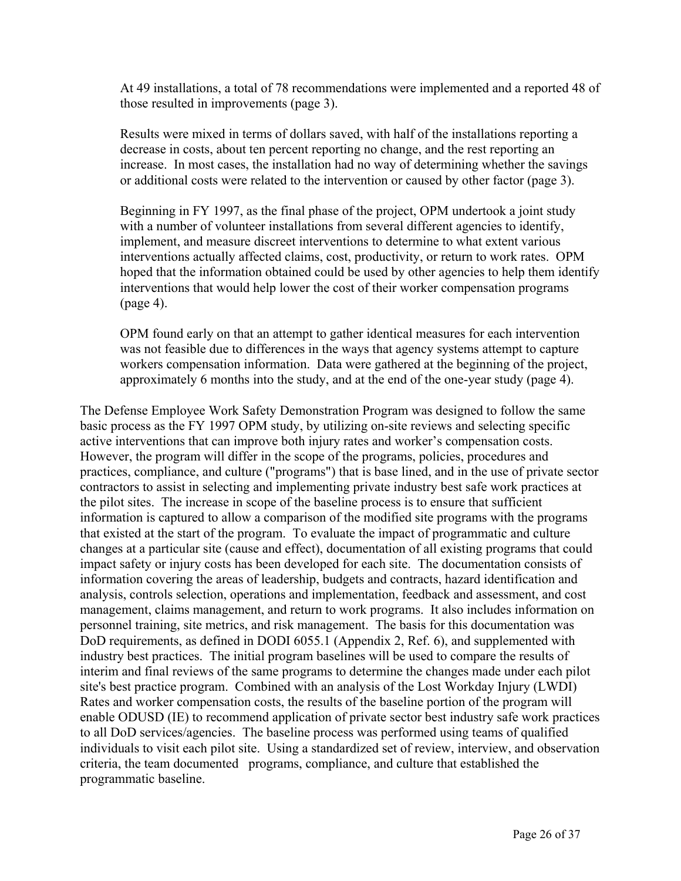> At 49 installations, a total of 78 recommendations were implemented and a reported 48 of those resulted in improvements (page 3).
>
> Results were mixed in terms of dollars saved, with half of the installations reporting a decrease in costs, about ten percent reporting no change, and the rest reporting an increase. In most cases, the installation had no way of determining whether the savings or additional costs were related to the intervention or caused by other factor (page 3).
>
> Beginning in FY 1997, as the final phase of the project, OPM undertook a joint study with a number of volunteer installations from several different agencies to identify, implement, and measure discreet interventions to determine to what extent various interventions actually affected claims, cost, productivity, or return to work rates. OPM hoped that the information obtained could be used by other agencies to help them identify interventions that would help lower the cost of their worker compensation programs (page 4).
>
> OPM found early on that an attempt to gather identical measures for each intervention was not feasible due to differences in the ways that agency systems attempt to capture workers compensation information. Data were gathered at the beginning of the project, approximately 6 months into the study, and at the end of the one-year study (page 4).

The Defense Employee Work Safety Demonstration Program was designed to follow the same basic process as the FY 1997 OPM study, by utilizing on-site reviews and selecting specific active interventions that can improve both injury rates and worker's compensation costs. However, the program will differ in the scope of the programs, policies, procedures and practices, compliance, and culture ("programs") that is base lined, and in the use of private sector contractors to assist in selecting and implementing private industry best safe work practices at the pilot sites. The increase in scope of the baseline process is to ensure that sufficient information is captured to allow a comparison of the modified site programs with the programs that existed at the start of the program. To evaluate the impact of programmatic and culture changes at a particular site (cause and effect), documentation of all existing programs that could impact safety or injury costs has been developed for each site. The documentation consists of information covering the areas of leadership, budgets and contracts, hazard identification and analysis, controls selection, operations and implementation, feedback and assessment, and cost management, claims management, and return to work programs. It also includes information on personnel training, site metrics, and risk management. The basis for this documentation was DoD requirements, as defined in DODI 6055.1 (Appendix 2, Ref. 6), and supplemented with industry best practices. The initial program baselines will be used to compare the results of interim and final reviews of the same programs to determine the changes made under each pilot site's best practice program. Combined with an analysis of the Lost Workday Injury (LWDI) Rates and worker compensation costs, the results of the baseline portion of the program will enable ODUSD (IE) to recommend application of private sector best industry safe work practices to all DoD services/agencies. The baseline process was performed using teams of qualified individuals to visit each pilot site. Using a standardized set of review, interview, and observation criteria, the team documented programs, compliance, and culture that established the programmatic baseline.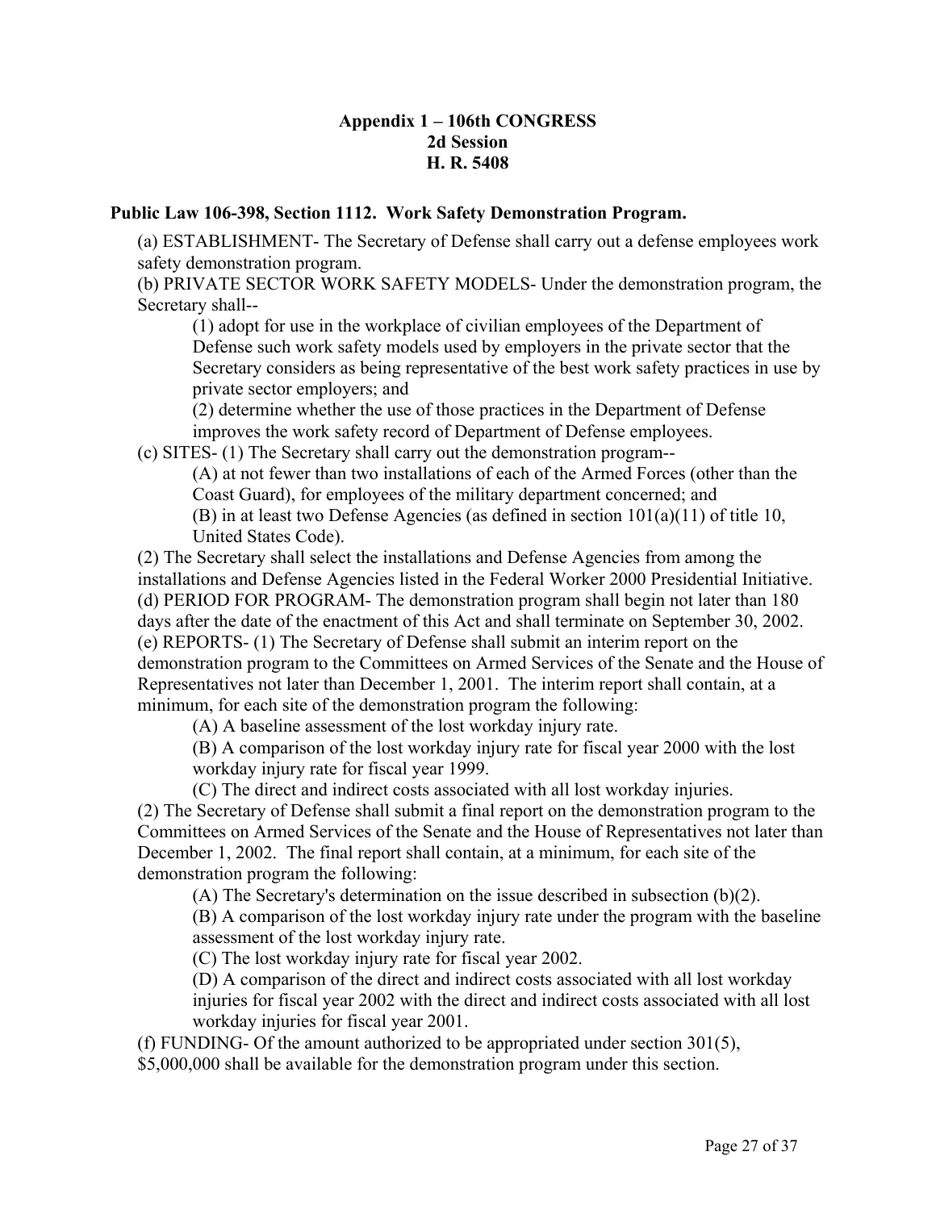**Appendix 1 – 106th CONGRESS**
**2d Session**
**H. R. 5408**

**Public Law 106-398, Section 1112. Work Safety Demonstration Program.**

(a) ESTABLISHMENT- The Secretary of Defense shall carry out a defense employees work safety demonstration program.

(b) PRIVATE SECTOR WORK SAFETY MODELS- Under the demonstration program, the Secretary shall--

> (1) adopt for use in the workplace of civilian employees of the Department of Defense such work safety models used by employers in the private sector that the Secretary considers as being representative of the best work safety practices in use by private sector employers; and
>
> (2) determine whether the use of those practices in the Department of Defense improves the work safety record of Department of Defense employees.

(c) SITES- (1) The Secretary shall carry out the demonstration program--

> (A) at not fewer than two installations of each of the Armed Forces (other than the Coast Guard), for employees of the military department concerned; and
>
> (B) in at least two Defense Agencies (as defined in section 101(a)(11) of title 10, United States Code).

(2) The Secretary shall select the installations and Defense Agencies from among the installations and Defense Agencies listed in the Federal Worker 2000 Presidential Initiative.

(d) PERIOD FOR PROGRAM- The demonstration program shall begin not later than 180 days after the date of the enactment of this Act and shall terminate on September 30, 2002.

(e) REPORTS- (1) The Secretary of Defense shall submit an interim report on the demonstration program to the Committees on Armed Services of the Senate and the House of Representatives not later than December 1, 2001. The interim report shall contain, at a minimum, for each site of the demonstration program the following:

> (A) A baseline assessment of the lost workday injury rate.
>
> (B) A comparison of the lost workday injury rate for fiscal year 2000 with the lost workday injury rate for fiscal year 1999.
>
> (C) The direct and indirect costs associated with all lost workday injuries.

(2) The Secretary of Defense shall submit a final report on the demonstration program to the Committees on Armed Services of the Senate and the House of Representatives not later than December 1, 2002. The final report shall contain, at a minimum, for each site of the demonstration program the following:

> (A) The Secretary's determination on the issue described in subsection (b)(2).
>
> (B) A comparison of the lost workday injury rate under the program with the baseline assessment of the lost workday injury rate.
>
> (C) The lost workday injury rate for fiscal year 2002.
>
> (D) A comparison of the direct and indirect costs associated with all lost workday injuries for fiscal year 2002 with the direct and indirect costs associated with all lost workday injuries for fiscal year 2001.

(f) FUNDING- Of the amount authorized to be appropriated under section 301(5), $5,000,000 shall be available for the demonstration program under this section.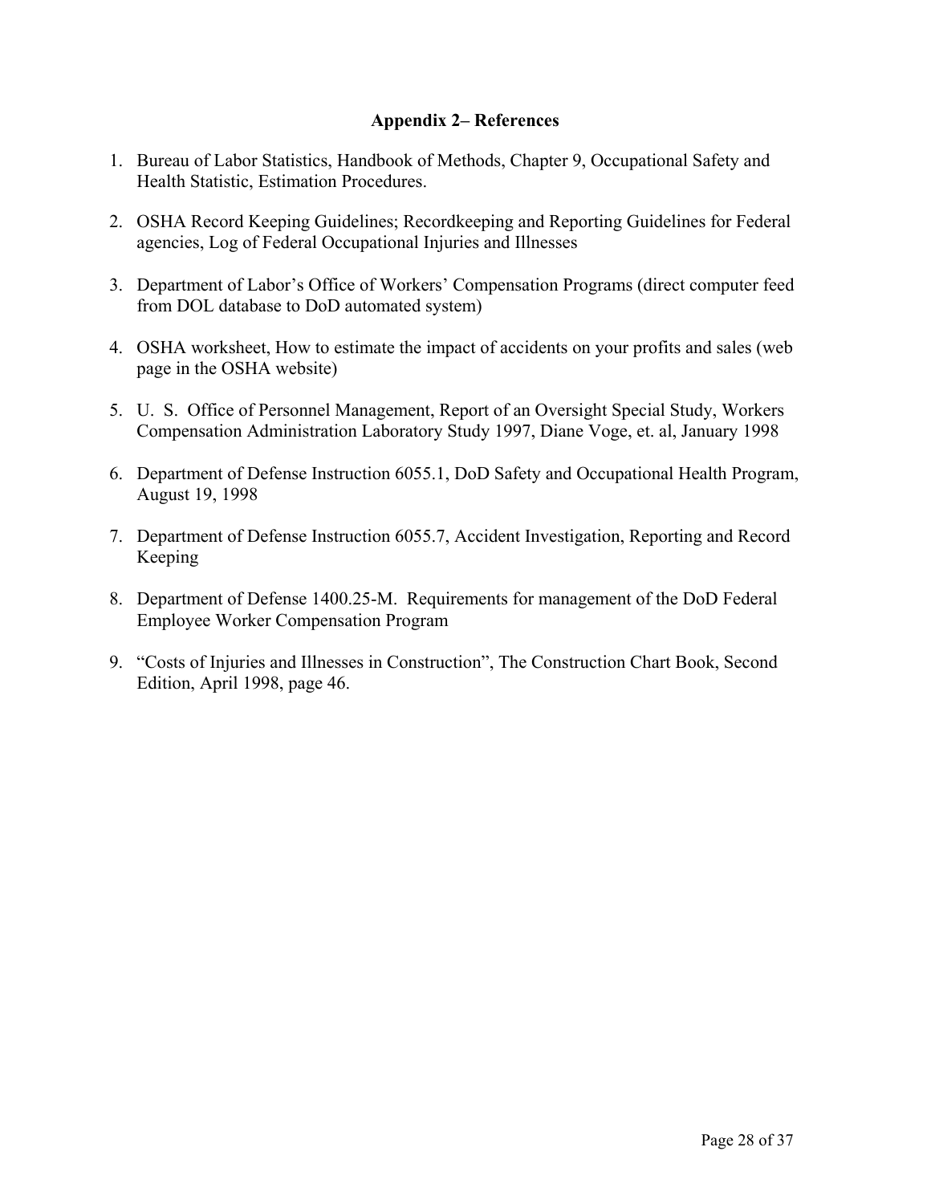## Appendix 2– References

1. Bureau of Labor Statistics, Handbook of Methods, Chapter 9, Occupational Safety and Health Statistic, Estimation Procedures.

2. OSHA Record Keeping Guidelines; Recordkeeping and Reporting Guidelines for Federal agencies, Log of Federal Occupational Injuries and Illnesses

3. Department of Labor's Office of Workers' Compensation Programs (direct computer feed from DOL database to DoD automated system)

4. OSHA worksheet, How to estimate the impact of accidents on your profits and sales (web page in the OSHA website)

5. U. S. Office of Personnel Management, Report of an Oversight Special Study, Workers Compensation Administration Laboratory Study 1997, Diane Voge, et. al, January 1998

6. Department of Defense Instruction 6055.1, DoD Safety and Occupational Health Program, August 19, 1998

7. Department of Defense Instruction 6055.7, Accident Investigation, Reporting and Record Keeping

8. Department of Defense 1400.25-M. Requirements for management of the DoD Federal Employee Worker Compensation Program

9. "Costs of Injuries and Illnesses in Construction", The Construction Chart Book, Second Edition, April 1998, page 46.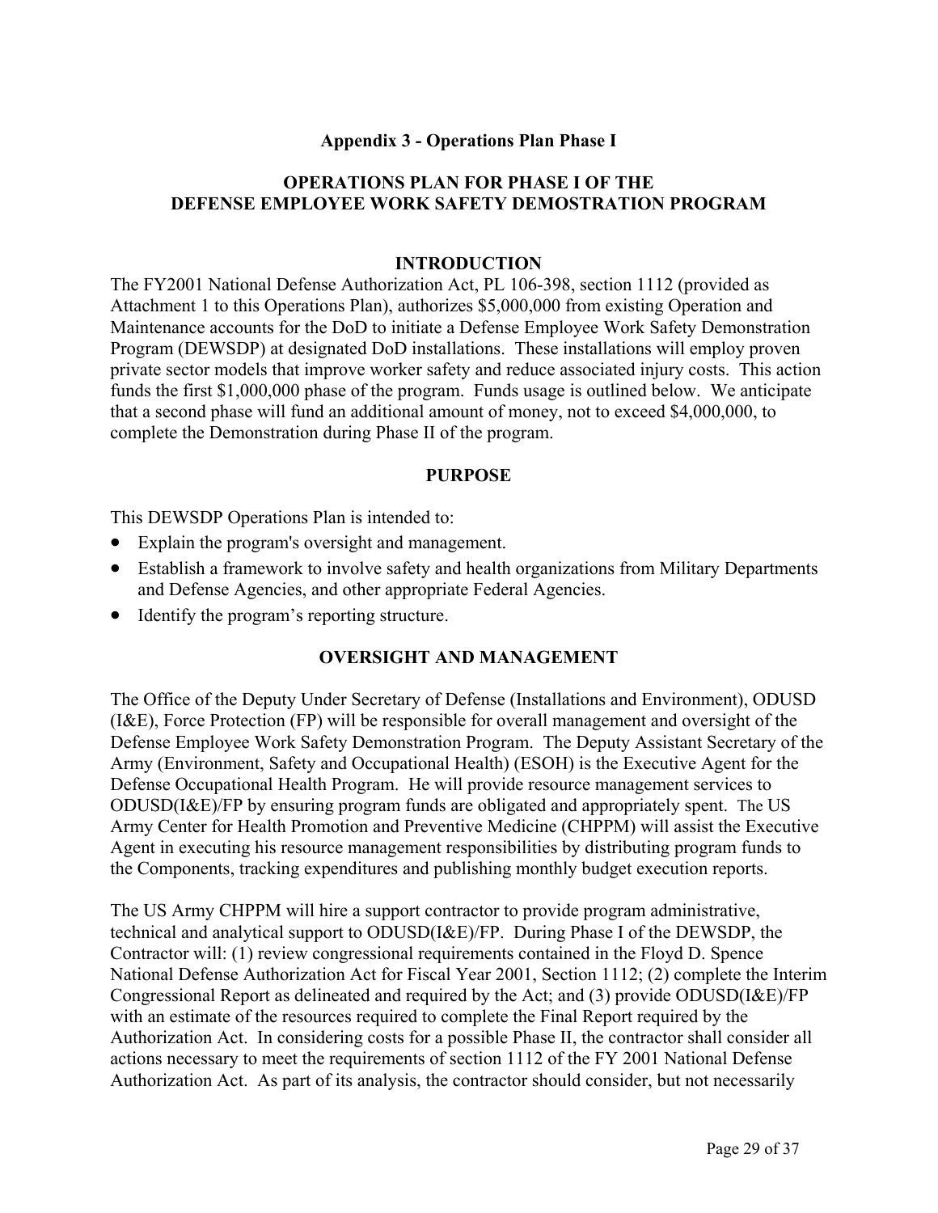**Appendix 3 - Operations Plan Phase I**

## OPERATIONS PLAN FOR PHASE I OF THE DEFENSE EMPLOYEE WORK SAFETY DEMOSTRATION PROGRAM

### INTRODUCTION

The FY2001 National Defense Authorization Act, PL 106-398, section 1112 (provided as Attachment 1 to this Operations Plan), authorizes $5,000,000 from existing Operation and Maintenance accounts for the DoD to initiate a Defense Employee Work Safety Demonstration Program (DEWSDP) at designated DoD installations. These installations will employ proven private sector models that improve worker safety and reduce associated injury costs. This action funds the first $1,000,000 phase of the program. Funds usage is outlined below. We anticipate that a second phase will fund an additional amount of money, not to exceed $4,000,000, to complete the Demonstration during Phase II of the program.

### PURPOSE

This DEWSDP Operations Plan is intended to:

- Explain the program's oversight and management.
- Establish a framework to involve safety and health organizations from Military Departments and Defense Agencies, and other appropriate Federal Agencies.
- Identify the program's reporting structure.

### OVERSIGHT AND MANAGEMENT

The Office of the Deputy Under Secretary of Defense (Installations and Environment), ODUSD (I&E), Force Protection (FP) will be responsible for overall management and oversight of the Defense Employee Work Safety Demonstration Program. The Deputy Assistant Secretary of the Army (Environment, Safety and Occupational Health) (ESOH) is the Executive Agent for the Defense Occupational Health Program. He will provide resource management services to ODUSD(I&E)/FP by ensuring program funds are obligated and appropriately spent. The US Army Center for Health Promotion and Preventive Medicine (CHPPM) will assist the Executive Agent in executing his resource management responsibilities by distributing program funds to the Components, tracking expenditures and publishing monthly budget execution reports.

The US Army CHPPM will hire a support contractor to provide program administrative, technical and analytical support to ODUSD(I&E)/FP. During Phase I of the DEWSDP, the Contractor will: (1) review congressional requirements contained in the Floyd D. Spence National Defense Authorization Act for Fiscal Year 2001, Section 1112; (2) complete the Interim Congressional Report as delineated and required by the Act; and (3) provide ODUSD(I&E)/FP with an estimate of the resources required to complete the Final Report required by the Authorization Act. In considering costs for a possible Phase II, the contractor shall consider all actions necessary to meet the requirements of section 1112 of the FY 2001 National Defense Authorization Act. As part of its analysis, the contractor should consider, but not necessarily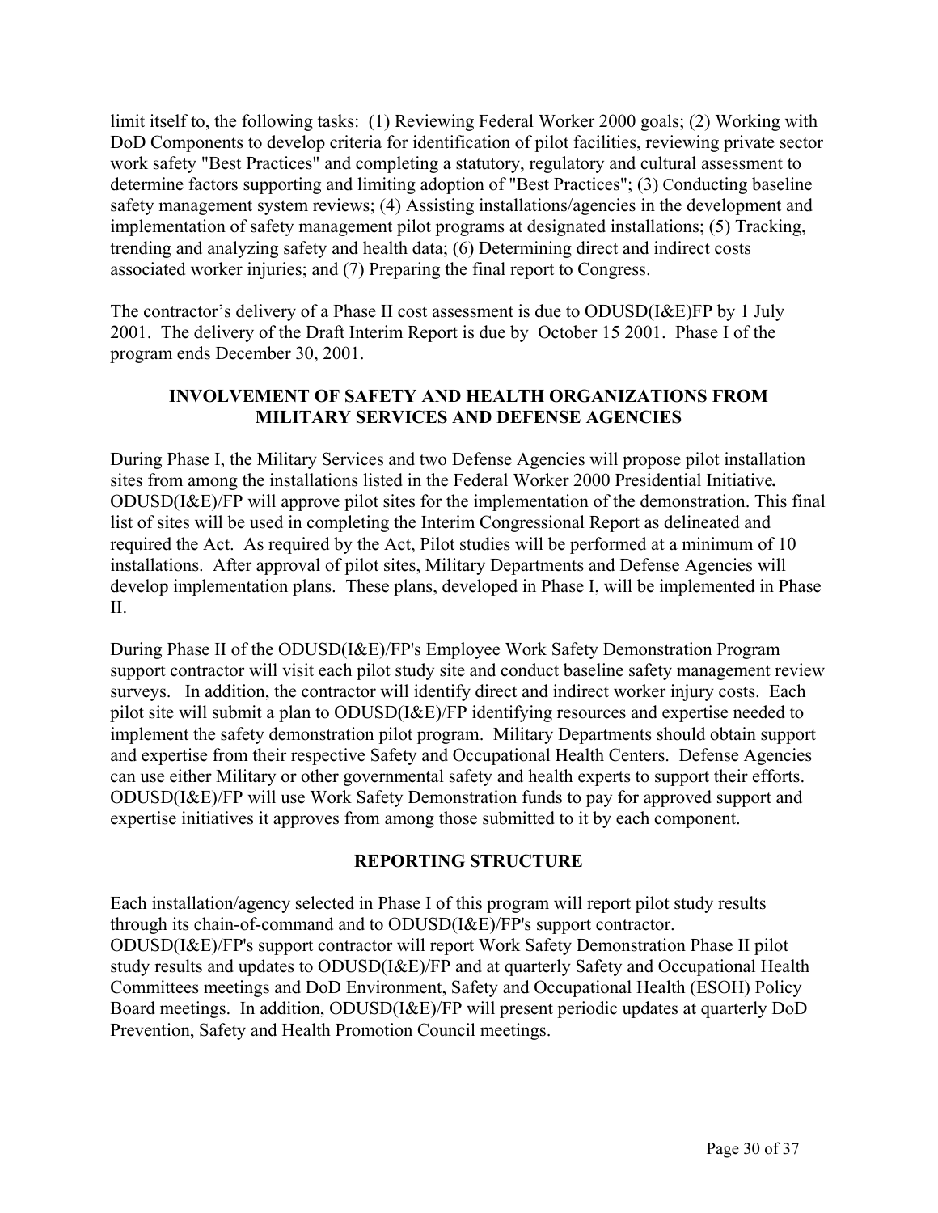limit itself to, the following tasks: (1) Reviewing Federal Worker 2000 goals; (2) Working with DoD Components to develop criteria for identification of pilot facilities, reviewing private sector work safety "Best Practices" and completing a statutory, regulatory and cultural assessment to determine factors supporting and limiting adoption of "Best Practices"; (3) Conducting baseline safety management system reviews; (4) Assisting installations/agencies in the development and implementation of safety management pilot programs at designated installations; (5) Tracking, trending and analyzing safety and health data; (6) Determining direct and indirect costs associated worker injuries; and (7) Preparing the final report to Congress.

The contractor's delivery of a Phase II cost assessment is due to ODUSD(I&E)FP by 1 July 2001. The delivery of the Draft Interim Report is due by October 15 2001. Phase I of the program ends December 30, 2001.

## INVOLVEMENT OF SAFETY AND HEALTH ORGANIZATIONS FROM MILITARY SERVICES AND DEFENSE AGENCIES

During Phase I, the Military Services and two Defense Agencies will propose pilot installation sites from among the installations listed in the Federal Worker 2000 Presidential Initiative**.** ODUSD(I&E)/FP will approve pilot sites for the implementation of the demonstration. This final list of sites will be used in completing the Interim Congressional Report as delineated and required the Act. As required by the Act, Pilot studies will be performed at a minimum of 10 installations. After approval of pilot sites, Military Departments and Defense Agencies will develop implementation plans. These plans, developed in Phase I, will be implemented in Phase II.

During Phase II of the ODUSD(I&E)/FP's Employee Work Safety Demonstration Program support contractor will visit each pilot study site and conduct baseline safety management review surveys. In addition, the contractor will identify direct and indirect worker injury costs. Each pilot site will submit a plan to ODUSD(I&E)/FP identifying resources and expertise needed to implement the safety demonstration pilot program. Military Departments should obtain support and expertise from their respective Safety and Occupational Health Centers. Defense Agencies can use either Military or other governmental safety and health experts to support their efforts. ODUSD(I&E)/FP will use Work Safety Demonstration funds to pay for approved support and expertise initiatives it approves from among those submitted to it by each component.

## REPORTING STRUCTURE

Each installation/agency selected in Phase I of this program will report pilot study results through its chain-of-command and to ODUSD(I&E)/FP's support contractor. ODUSD(I&E)/FP's support contractor will report Work Safety Demonstration Phase II pilot study results and updates to ODUSD(I&E)/FP and at quarterly Safety and Occupational Health Committees meetings and DoD Environment, Safety and Occupational Health (ESOH) Policy Board meetings. In addition, ODUSD(I&E)/FP will present periodic updates at quarterly DoD Prevention, Safety and Health Promotion Council meetings.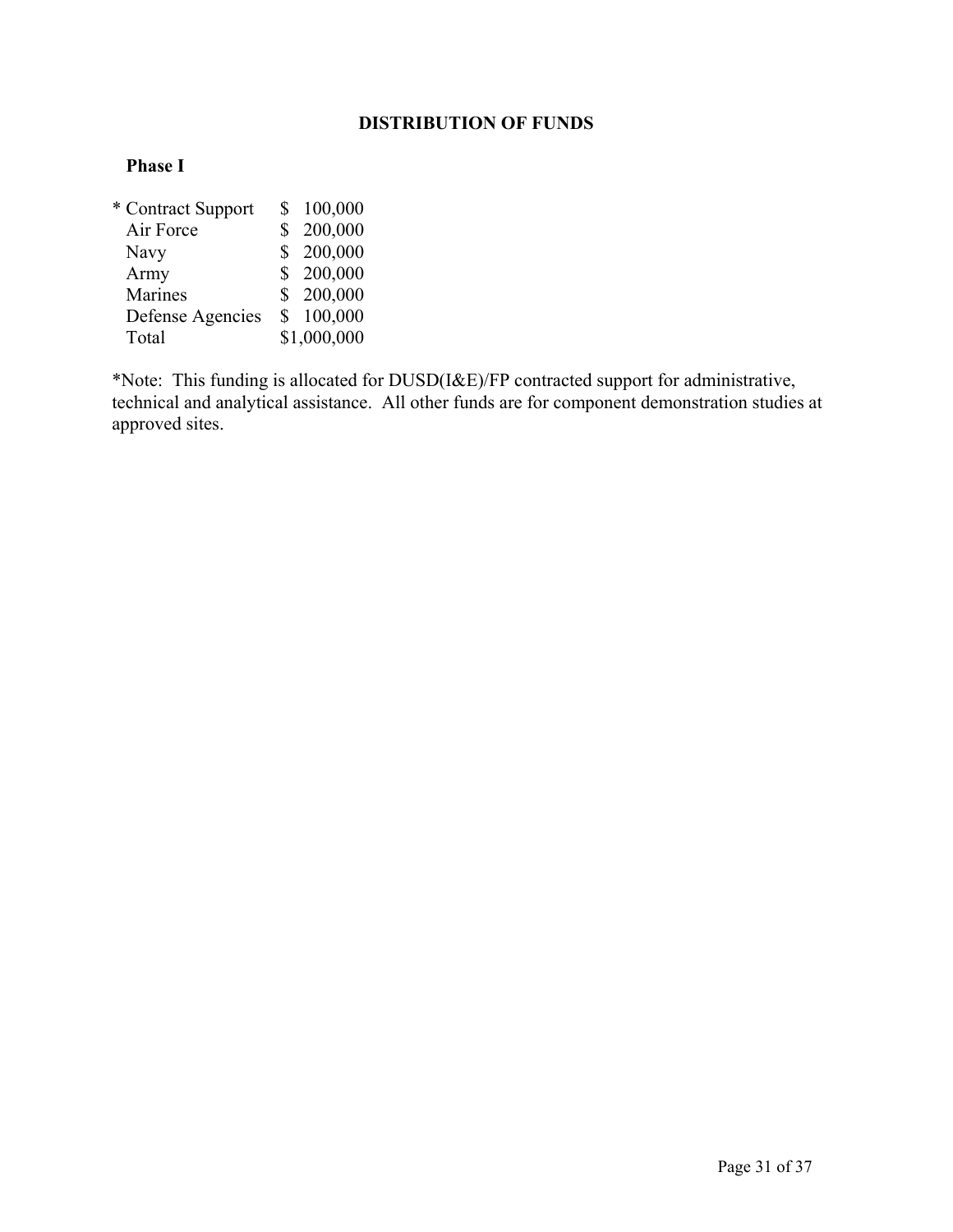## DISTRIBUTION OF FUNDS

### Phase I

| | |
|---|---|
| * Contract Support | $ 100,000 |
| Air Force | $ 200,000 |
| Navy | $ 200,000 |
| Army | $ 200,000 |
| Marines | $ 200,000 |
| Defense Agencies | $ 100,000 |
| Total | $1,000,000 |

*Note: This funding is allocated for DUSD(I&E)/FP contracted support for administrative, technical and analytical assistance. All other funds are for component demonstration studies at approved sites.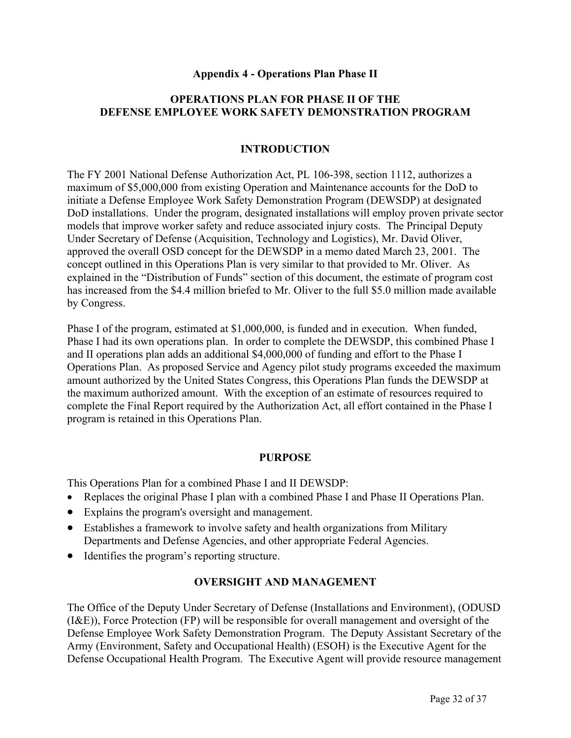## Appendix 4 - Operations Plan Phase II

## OPERATIONS PLAN FOR PHASE II OF THE DEFENSE EMPLOYEE WORK SAFETY DEMONSTRATION PROGRAM

### INTRODUCTION

The FY 2001 National Defense Authorization Act, PL 106-398, section 1112, authorizes a maximum of $5,000,000 from existing Operation and Maintenance accounts for the DoD to initiate a Defense Employee Work Safety Demonstration Program (DEWSDP) at designated DoD installations. Under the program, designated installations will employ proven private sector models that improve worker safety and reduce associated injury costs. The Principal Deputy Under Secretary of Defense (Acquisition, Technology and Logistics), Mr. David Oliver, approved the overall OSD concept for the DEWSDP in a memo dated March 23, 2001. The concept outlined in this Operations Plan is very similar to that provided to Mr. Oliver. As explained in the "Distribution of Funds" section of this document, the estimate of program cost has increased from the $4.4 million briefed to Mr. Oliver to the full $5.0 million made available by Congress.

Phase I of the program, estimated at $1,000,000, is funded and in execution. When funded, Phase I had its own operations plan. In order to complete the DEWSDP, this combined Phase I and II operations plan adds an additional $4,000,000 of funding and effort to the Phase I Operations Plan. As proposed Service and Agency pilot study programs exceeded the maximum amount authorized by the United States Congress, this Operations Plan funds the DEWSDP at the maximum authorized amount. With the exception of an estimate of resources required to complete the Final Report required by the Authorization Act, all effort contained in the Phase I program is retained in this Operations Plan.

### PURPOSE

This Operations Plan for a combined Phase I and II DEWSDP:

- Replaces the original Phase I plan with a combined Phase I and Phase II Operations Plan.
- Explains the program's oversight and management.
- Establishes a framework to involve safety and health organizations from Military Departments and Defense Agencies, and other appropriate Federal Agencies.
- Identifies the program's reporting structure.

### OVERSIGHT AND MANAGEMENT

The Office of the Deputy Under Secretary of Defense (Installations and Environment), (ODUSD (I&E)), Force Protection (FP) will be responsible for overall management and oversight of the Defense Employee Work Safety Demonstration Program. The Deputy Assistant Secretary of the Army (Environment, Safety and Occupational Health) (ESOH) is the Executive Agent for the Defense Occupational Health Program. The Executive Agent will provide resource management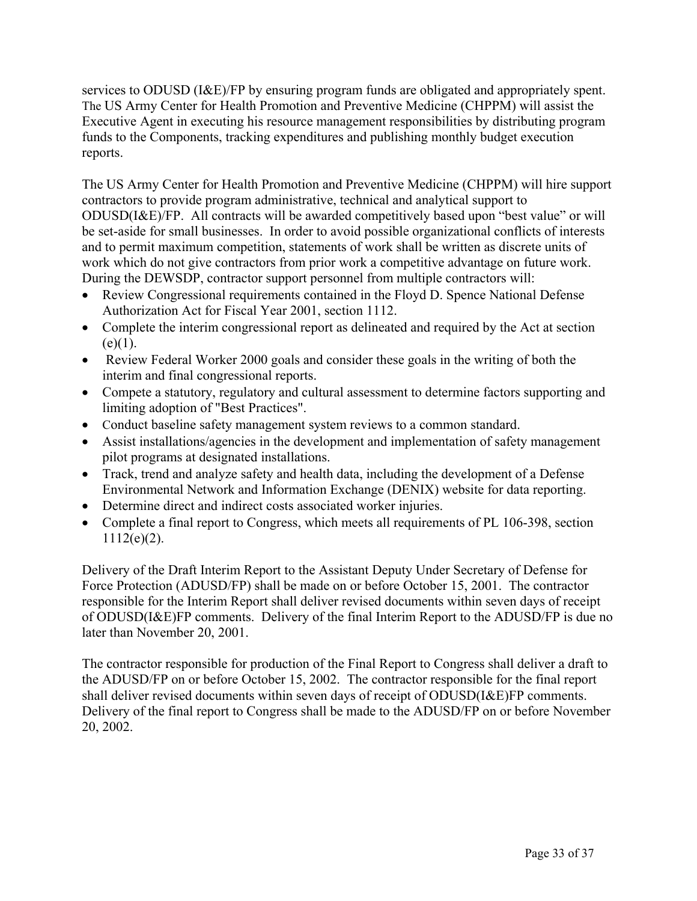services to ODUSD (I&E)/FP by ensuring program funds are obligated and appropriately spent. The US Army Center for Health Promotion and Preventive Medicine (CHPPM) will assist the Executive Agent in executing his resource management responsibilities by distributing program funds to the Components, tracking expenditures and publishing monthly budget execution reports.

The US Army Center for Health Promotion and Preventive Medicine (CHPPM) will hire support contractors to provide program administrative, technical and analytical support to ODUSD(I&E)/FP. All contracts will be awarded competitively based upon "best value" or will be set-aside for small businesses. In order to avoid possible organizational conflicts of interests and to permit maximum competition, statements of work shall be written as discrete units of work which do not give contractors from prior work a competitive advantage on future work. During the DEWSDP, contractor support personnel from multiple contractors will:

- Review Congressional requirements contained in the Floyd D. Spence National Defense Authorization Act for Fiscal Year 2001, section 1112.
- Complete the interim congressional report as delineated and required by the Act at section (e)(1).
- Review Federal Worker 2000 goals and consider these goals in the writing of both the interim and final congressional reports.
- Compete a statutory, regulatory and cultural assessment to determine factors supporting and limiting adoption of "Best Practices".
- Conduct baseline safety management system reviews to a common standard.
- Assist installations/agencies in the development and implementation of safety management pilot programs at designated installations.
- Track, trend and analyze safety and health data, including the development of a Defense Environmental Network and Information Exchange (DENIX) website for data reporting.
- Determine direct and indirect costs associated worker injuries.
- Complete a final report to Congress, which meets all requirements of PL 106-398, section 1112(e)(2).

Delivery of the Draft Interim Report to the Assistant Deputy Under Secretary of Defense for Force Protection (ADUSD/FP) shall be made on or before October 15, 2001. The contractor responsible for the Interim Report shall deliver revised documents within seven days of receipt of ODUSD(I&E)FP comments. Delivery of the final Interim Report to the ADUSD/FP is due no later than November 20, 2001.

The contractor responsible for production of the Final Report to Congress shall deliver a draft to the ADUSD/FP on or before October 15, 2002. The contractor responsible for the final report shall deliver revised documents within seven days of receipt of ODUSD(I&E)FP comments. Delivery of the final report to Congress shall be made to the ADUSD/FP on or before November 20, 2002.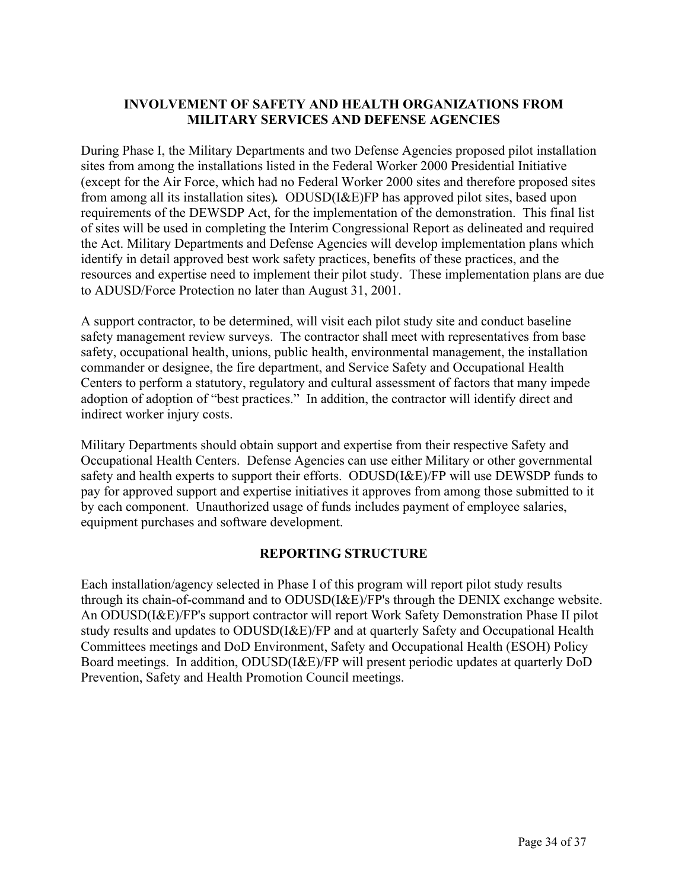## INVOLVEMENT OF SAFETY AND HEALTH ORGANIZATIONS FROM MILITARY SERVICES AND DEFENSE AGENCIES

During Phase I, the Military Departments and two Defense Agencies proposed pilot installation sites from among the installations listed in the Federal Worker 2000 Presidential Initiative (except for the Air Force, which had no Federal Worker 2000 sites and therefore proposed sites from among all its installation sites)**.** ODUSD(I&E)FP has approved pilot sites, based upon requirements of the DEWSDP Act, for the implementation of the demonstration. This final list of sites will be used in completing the Interim Congressional Report as delineated and required the Act. Military Departments and Defense Agencies will develop implementation plans which identify in detail approved best work safety practices, benefits of these practices, and the resources and expertise need to implement their pilot study. These implementation plans are due to ADUSD/Force Protection no later than August 31, 2001.

A support contractor, to be determined, will visit each pilot study site and conduct baseline safety management review surveys. The contractor shall meet with representatives from base safety, occupational health, unions, public health, environmental management, the installation commander or designee, the fire department, and Service Safety and Occupational Health Centers to perform a statutory, regulatory and cultural assessment of factors that many impede adoption of adoption of "best practices." In addition, the contractor will identify direct and indirect worker injury costs.

Military Departments should obtain support and expertise from their respective Safety and Occupational Health Centers. Defense Agencies can use either Military or other governmental safety and health experts to support their efforts. ODUSD(I&E)/FP will use DEWSDP funds to pay for approved support and expertise initiatives it approves from among those submitted to it by each component. Unauthorized usage of funds includes payment of employee salaries, equipment purchases and software development.

## REPORTING STRUCTURE

Each installation/agency selected in Phase I of this program will report pilot study results through its chain-of-command and to ODUSD(I&E)/FP's through the DENIX exchange website. An ODUSD(I&E)/FP's support contractor will report Work Safety Demonstration Phase II pilot study results and updates to ODUSD(I&E)/FP and at quarterly Safety and Occupational Health Committees meetings and DoD Environment, Safety and Occupational Health (ESOH) Policy Board meetings. In addition, ODUSD(I&E)/FP will present periodic updates at quarterly DoD Prevention, Safety and Health Promotion Council meetings.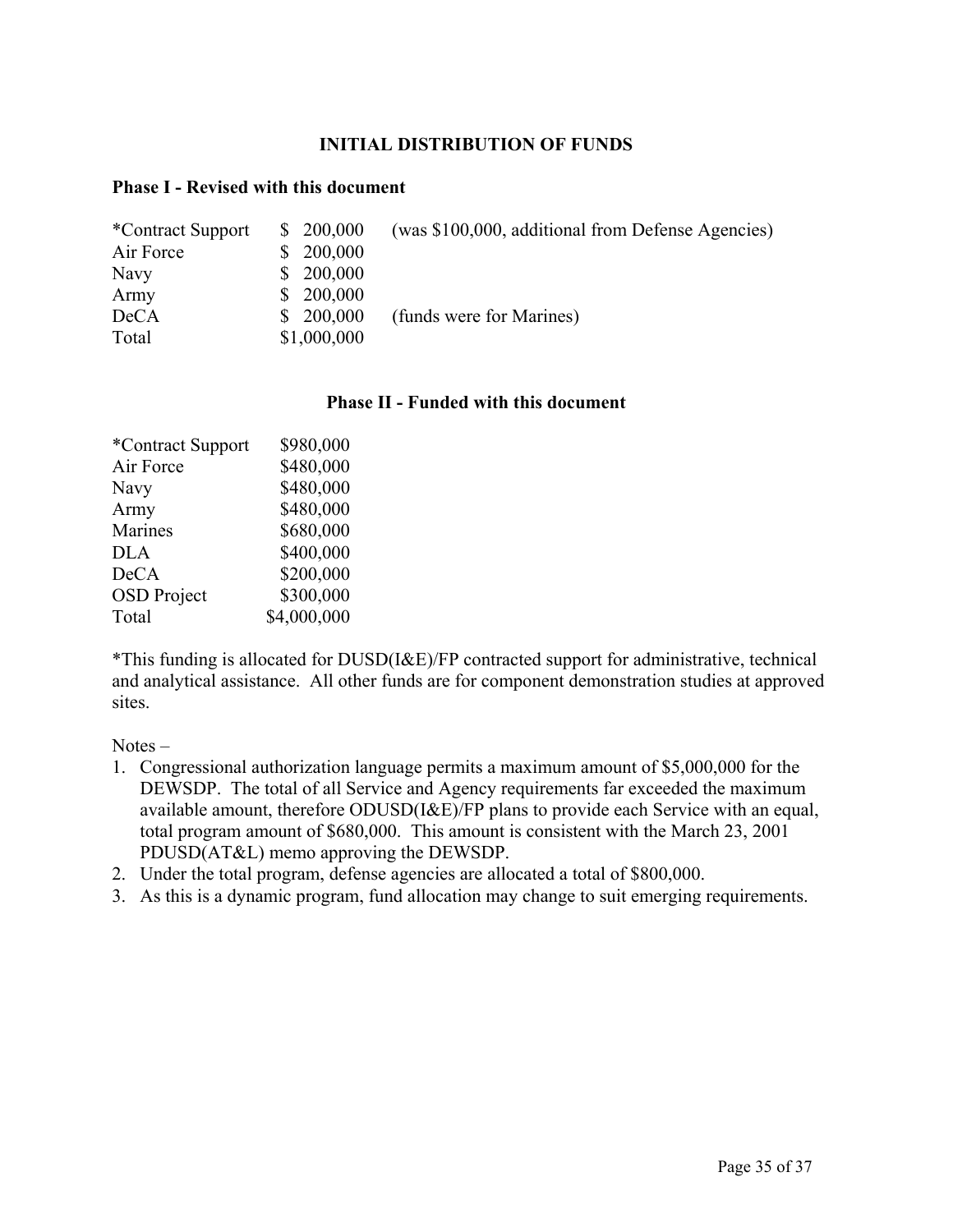## INITIAL DISTRIBUTION OF FUNDS

### Phase I - Revised with this document

| | | |
|---|---|---|
| *Contract Support | $ 200,000 | (was $100,000, additional from Defense Agencies) |
| Air Force | $ 200,000 | |
| Navy | $ 200,000 | |
| Army | $ 200,000 | |
| DeCA | $ 200,000 | (funds were for Marines) |
| Total | $1,000,000 | |

### Phase II - Funded with this document

| | |
|---|---|
| *Contract Support | $980,000 |
| Air Force | $480,000 |
| Navy | $480,000 |
| Army | $480,000 |
| Marines | $680,000 |
| DLA | $400,000 |
| DeCA | $200,000 |
| OSD Project | $300,000 |
| Total | $4,000,000 |

*This funding is allocated for DUSD(I&E)/FP contracted support for administrative, technical and analytical assistance. All other funds are for component demonstration studies at approved sites.

Notes –

1. Congressional authorization language permits a maximum amount of $5,000,000 for the DEWSDP. The total of all Service and Agency requirements far exceeded the maximum available amount, therefore ODUSD(I&E)/FP plans to provide each Service with an equal, total program amount of $680,000. This amount is consistent with the March 23, 2001 PDUSD(AT&L) memo approving the DEWSDP.
2. Under the total program, defense agencies are allocated a total of $800,000.
3. As this is a dynamic program, fund allocation may change to suit emerging requirements.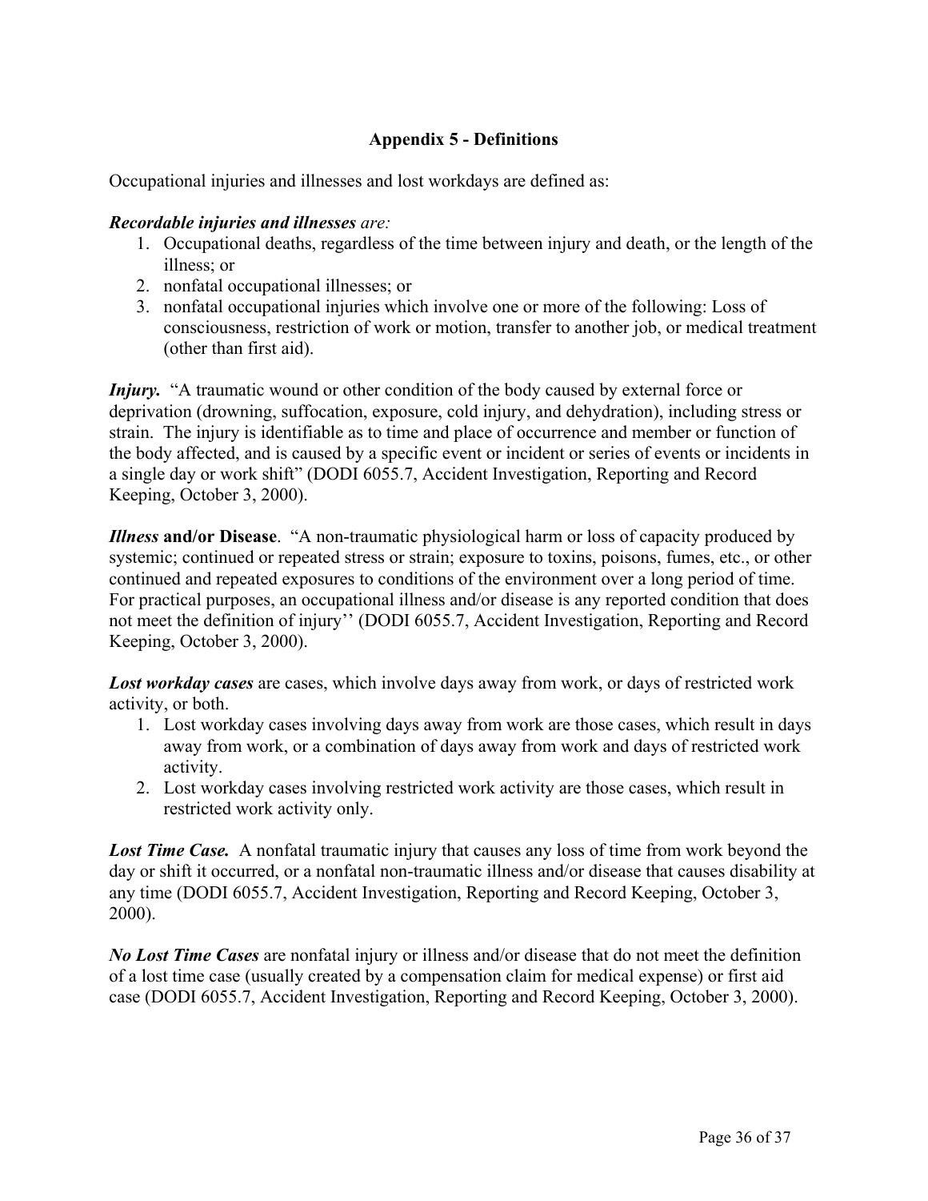## Appendix 5 - Definitions

Occupational injuries and illnesses and lost workdays are defined as:

***Recordable injuries and illnesses*** *are:*

1. Occupational deaths, regardless of the time between injury and death, or the length of the illness; or
2. nonfatal occupational illnesses; or
3. nonfatal occupational injuries which involve one or more of the following: Loss of consciousness, restriction of work or motion, transfer to another job, or medical treatment (other than first aid).

***Injury.*** "A traumatic wound or other condition of the body caused by external force or deprivation (drowning, suffocation, exposure, cold injury, and dehydration), including stress or strain. The injury is identifiable as to time and place of occurrence and member or function of the body affected, and is caused by a specific event or incident or series of events or incidents in a single day or work shift" (DODI 6055.7, Accident Investigation, Reporting and Record Keeping, October 3, 2000).

***Illness*** **and/or Disease**. "A non-traumatic physiological harm or loss of capacity produced by systemic; continued or repeated stress or strain; exposure to toxins, poisons, fumes, etc., or other continued and repeated exposures to conditions of the environment over a long period of time. For practical purposes, an occupational illness and/or disease is any reported condition that does not meet the definition of injury'' (DODI 6055.7, Accident Investigation, Reporting and Record Keeping, October 3, 2000).

***Lost workday cases*** are cases, which involve days away from work, or days of restricted work activity, or both.

1. Lost workday cases involving days away from work are those cases, which result in days away from work, or a combination of days away from work and days of restricted work activity.
2. Lost workday cases involving restricted work activity are those cases, which result in restricted work activity only.

***Lost Time Case.*** A nonfatal traumatic injury that causes any loss of time from work beyond the day or shift it occurred, or a nonfatal non-traumatic illness and/or disease that causes disability at any time (DODI 6055.7, Accident Investigation, Reporting and Record Keeping, October 3, 2000).

***No Lost Time Cases*** are nonfatal injury or illness and/or disease that do not meet the definition of a lost time case (usually created by a compensation claim for medical expense) or first aid case (DODI 6055.7, Accident Investigation, Reporting and Record Keeping, October 3, 2000).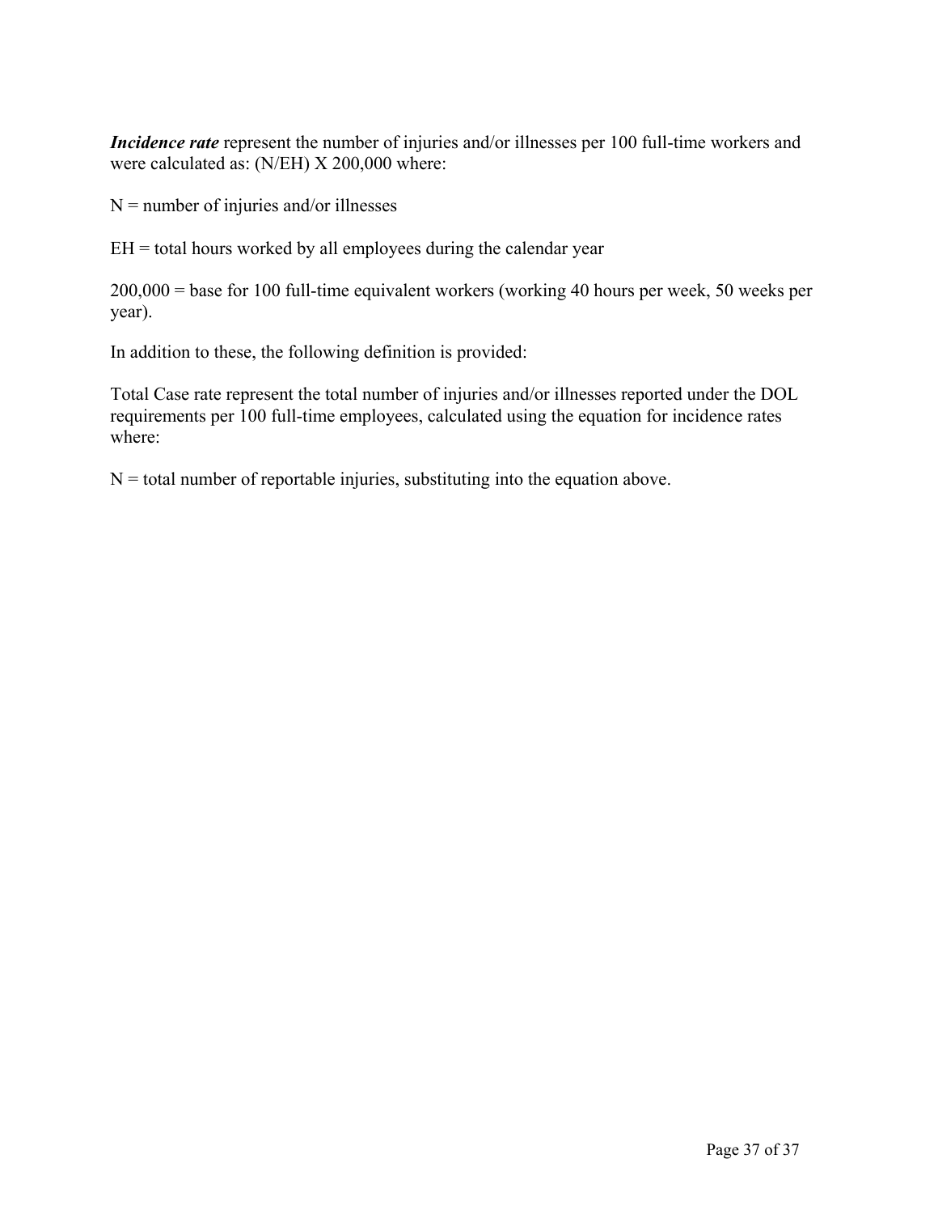***Incidence rate*** represent the number of injuries and/or illnesses per 100 full-time workers and were calculated as: (N/EH) X 200,000 where:

N = number of injuries and/or illnesses

EH = total hours worked by all employees during the calendar year

200,000 = base for 100 full-time equivalent workers (working 40 hours per week, 50 weeks per year).

In addition to these, the following definition is provided:

Total Case rate represent the total number of injuries and/or illnesses reported under the DOL requirements per 100 full-time employees, calculated using the equation for incidence rates where:

N = total number of reportable injuries, substituting into the equation above.